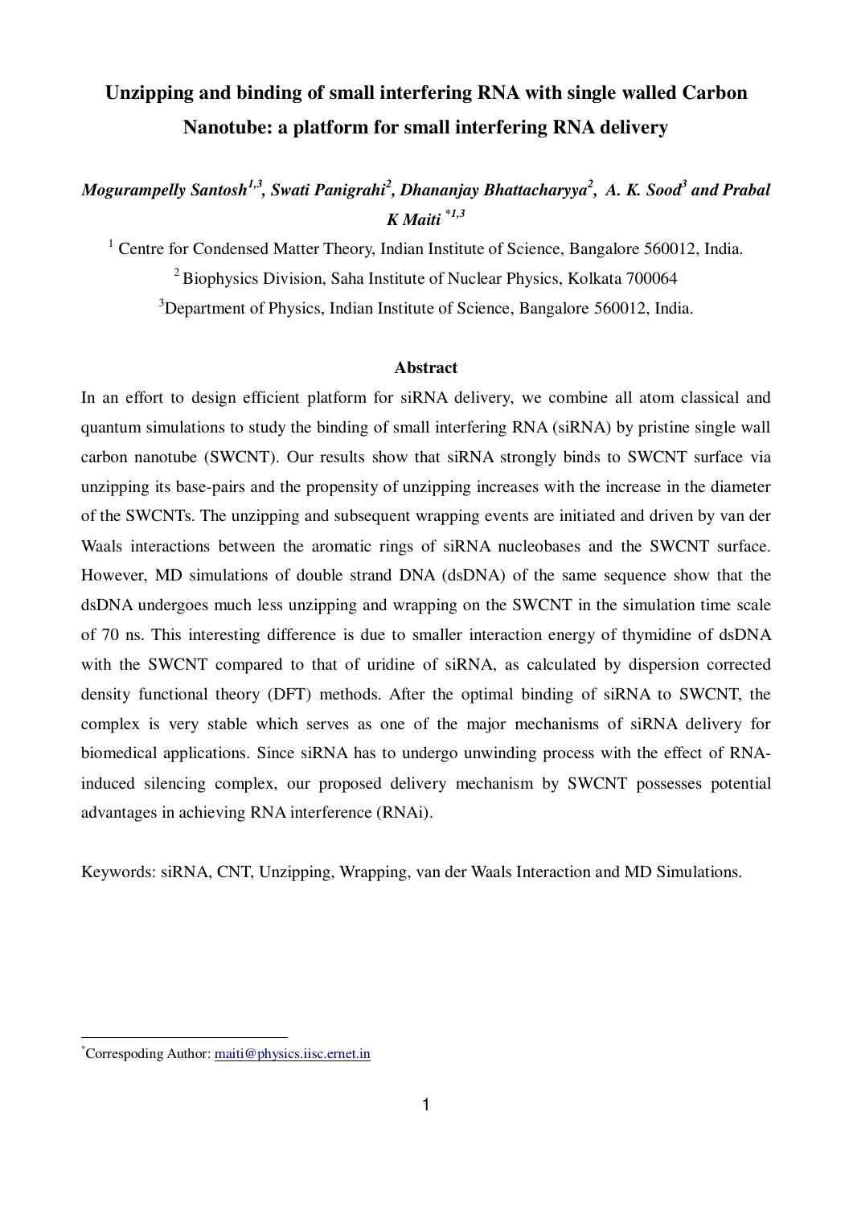# Unzipping and binding of small interfering RNA with single walled Carbon Nanotube: a platform for small interfering RNA delivery

*Mogurampelly Santosh[1,3], Swati Panigrahi[2], Dhananjay Bhattacharyya[2], A. K. Sood[3] and Prabal K Maiti [*1,3]*

[1] Centre for Condensed Matter Theory, Indian Institute of Science, Bangalore 560012, India.

[2] Biophysics Division, Saha Institute of Nuclear Physics, Kolkata 700064

[3] Department of Physics, Indian Institute of Science, Bangalore 560012, India.

## Abstract

In an effort to design efficient platform for siRNA delivery, we combine all atom classical and quantum simulations to study the binding of small interfering RNA (siRNA) by pristine single wall carbon nanotube (SWCNT). Our results show that siRNA strongly binds to SWCNT surface via unzipping its base-pairs and the propensity of unzipping increases with the increase in the diameter of the SWCNTs. The unzipping and subsequent wrapping events are initiated and driven by van der Waals interactions between the aromatic rings of siRNA nucleobases and the SWCNT surface. However, MD simulations of double strand DNA (dsDNA) of the same sequence show that the dsDNA undergoes much less unzipping and wrapping on the SWCNT in the simulation time scale of 70 ns. This interesting difference is due to smaller interaction energy of thymidine of dsDNA with the SWCNT compared to that of uridine of siRNA, as calculated by dispersion corrected density functional theory (DFT) methods. After the optimal binding of siRNA to SWCNT, the complex is very stable which serves as one of the major mechanisms of siRNA delivery for biomedical applications. Since siRNA has to undergo unwinding process with the effect of RNA-induced silencing complex, our proposed delivery mechanism by SWCNT possesses potential advantages in achieving RNA interference (RNAi).

Keywords: siRNA, CNT, Unzipping, Wrapping, van der Waals Interaction and MD Simulations.

---

[*] Correspoding Author: maiti@physics.iisc.ernet.in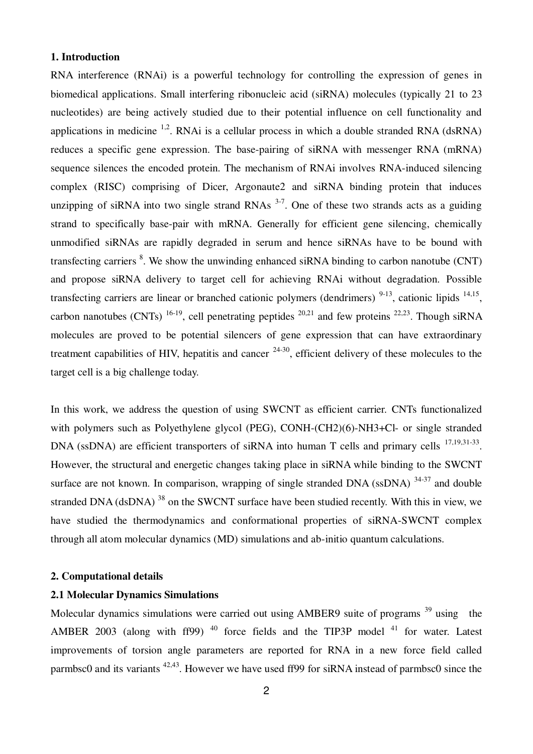## 1. Introduction

RNA interference (RNAi) is a powerful technology for controlling the expression of genes in biomedical applications. Small interfering ribonucleic acid (siRNA) molecules (typically 21 to 23 nucleotides) are being actively studied due to their potential influence on cell functionality and applications in medicine [1,2]. RNAi is a cellular process in which a double stranded RNA (dsRNA) reduces a specific gene expression. The base-pairing of siRNA with messenger RNA (mRNA) sequence silences the encoded protein. The mechanism of RNAi involves RNA-induced silencing complex (RISC) comprising of Dicer, Argonaute2 and siRNA binding protein that induces unzipping of siRNA into two single strand RNAs [3-7]. One of these two strands acts as a guiding strand to specifically base-pair with mRNA. Generally for efficient gene silencing, chemically unmodified siRNAs are rapidly degraded in serum and hence siRNAs have to be bound with transfecting carriers [8]. We show the unwinding enhanced siRNA binding to carbon nanotube (CNT) and propose siRNA delivery to target cell for achieving RNAi without degradation. Possible transfecting carriers are linear or branched cationic polymers (dendrimers) [9-13], cationic lipids [14,15], carbon nanotubes (CNTs) [16-19], cell penetrating peptides [20,21] and few proteins [22,23]. Though siRNA molecules are proved to be potential silencers of gene expression that can have extraordinary treatment capabilities of HIV, hepatitis and cancer [24-30], efficient delivery of these molecules to the target cell is a big challenge today.

In this work, we address the question of using SWCNT as efficient carrier. CNTs functionalized with polymers such as Polyethylene glycol (PEG), CONH-(CH2)(6)-NH3+Cl- or single stranded DNA (ssDNA) are efficient transporters of siRNA into human T cells and primary cells [17,19,31-33]. However, the structural and energetic changes taking place in siRNA while binding to the SWCNT surface are not known. In comparison, wrapping of single stranded DNA (ssDNA) [34-37] and double stranded DNA (dsDNA) [38] on the SWCNT surface have been studied recently. With this in view, we have studied the thermodynamics and conformational properties of siRNA-SWCNT complex through all atom molecular dynamics (MD) simulations and ab-initio quantum calculations.

## 2. Computational details

### 2.1 Molecular Dynamics Simulations

Molecular dynamics simulations were carried out using AMBER9 suite of programs [39] using the AMBER 2003 (along with ff99) [40] force fields and the TIP3P model [41] for water. Latest improvements of torsion angle parameters are reported for RNA in a new force field called parmbsc0 and its variants [42,43]. However we have used ff99 for siRNA instead of parmbsc0 since the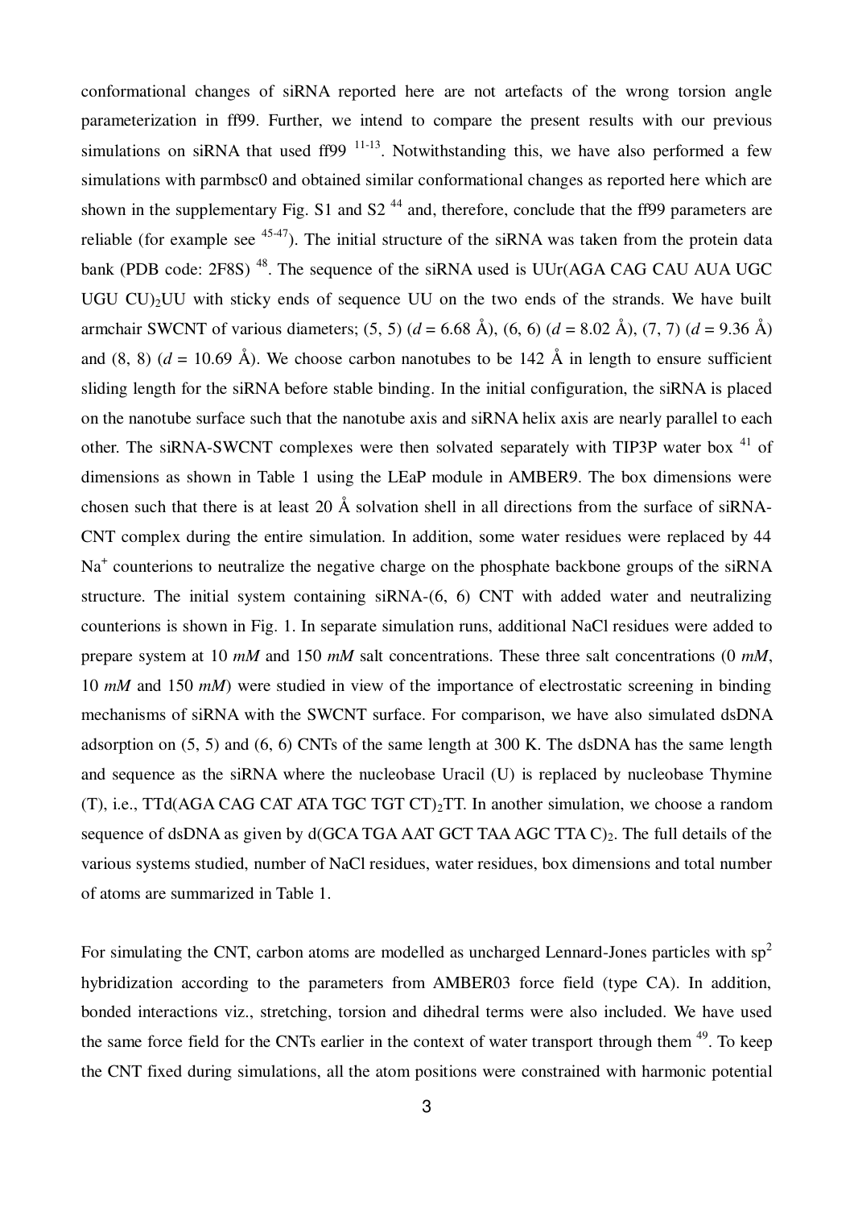conformational changes of siRNA reported here are not artefacts of the wrong torsion angle parameterization in ff99. Further, we intend to compare the present results with our previous simulations on siRNA that used ff99 [11-13]. Notwithstanding this, we have also performed a few simulations with parmbsc0 and obtained similar conformational changes as reported here which are shown in the supplementary Fig. S1 and S2 [44] and, therefore, conclude that the ff99 parameters are reliable (for example see [45-47]). The initial structure of the siRNA was taken from the protein data bank (PDB code: 2F8S) [48]. The sequence of the siRNA used is UUr(AGA CAG CAU AUA UGC UGU CU)$_2$UU with sticky ends of sequence UU on the two ends of the strands. We have built armchair SWCNT of various diameters; (5, 5) ($d$ = 6.68 Å), (6, 6) ($d$ = 8.02 Å), (7, 7) ($d$ = 9.36 Å) and (8, 8) ($d$ = 10.69 Å). We choose carbon nanotubes to be 142 Å in length to ensure sufficient sliding length for the siRNA before stable binding. In the initial configuration, the siRNA is placed on the nanotube surface such that the nanotube axis and siRNA helix axis are nearly parallel to each other. The siRNA-SWCNT complexes were then solvated separately with TIP3P water box [41] of dimensions as shown in Table 1 using the LEaP module in AMBER9. The box dimensions were chosen such that there is at least 20 Å solvation shell in all directions from the surface of siRNA-CNT complex during the entire simulation. In addition, some water residues were replaced by 44 $Na^+$ counterions to neutralize the negative charge on the phosphate backbone groups of the siRNA structure. The initial system containing siRNA-(6, 6) CNT with added water and neutralizing counterions is shown in Fig. 1. In separate simulation runs, additional NaCl residues were added to prepare system at 10 *mM* and 150 *mM* salt concentrations. These three salt concentrations (0 *mM*, 10 *mM* and 150 *mM*) were studied in view of the importance of electrostatic screening in binding mechanisms of siRNA with the SWCNT surface. For comparison, we have also simulated dsDNA adsorption on (5, 5) and (6, 6) CNTs of the same length at 300 K. The dsDNA has the same length and sequence as the siRNA where the nucleobase Uracil (U) is replaced by nucleobase Thymine (T), i.e., TTd(AGA CAG CAT ATA TGC TGT CT)$_2$TT. In another simulation, we choose a random sequence of dsDNA as given by d(GCA TGA AAT GCT TAA AGC TTA C)$_2$. The full details of the various systems studied, number of NaCl residues, water residues, box dimensions and total number of atoms are summarized in Table 1.

For simulating the CNT, carbon atoms are modelled as uncharged Lennard-Jones particles with $sp^2$ hybridization according to the parameters from AMBER03 force field (type CA). In addition, bonded interactions viz., stretching, torsion and dihedral terms were also included. We have used the same force field for the CNTs earlier in the context of water transport through them [49]. To keep the CNT fixed during simulations, all the atom positions were constrained with harmonic potential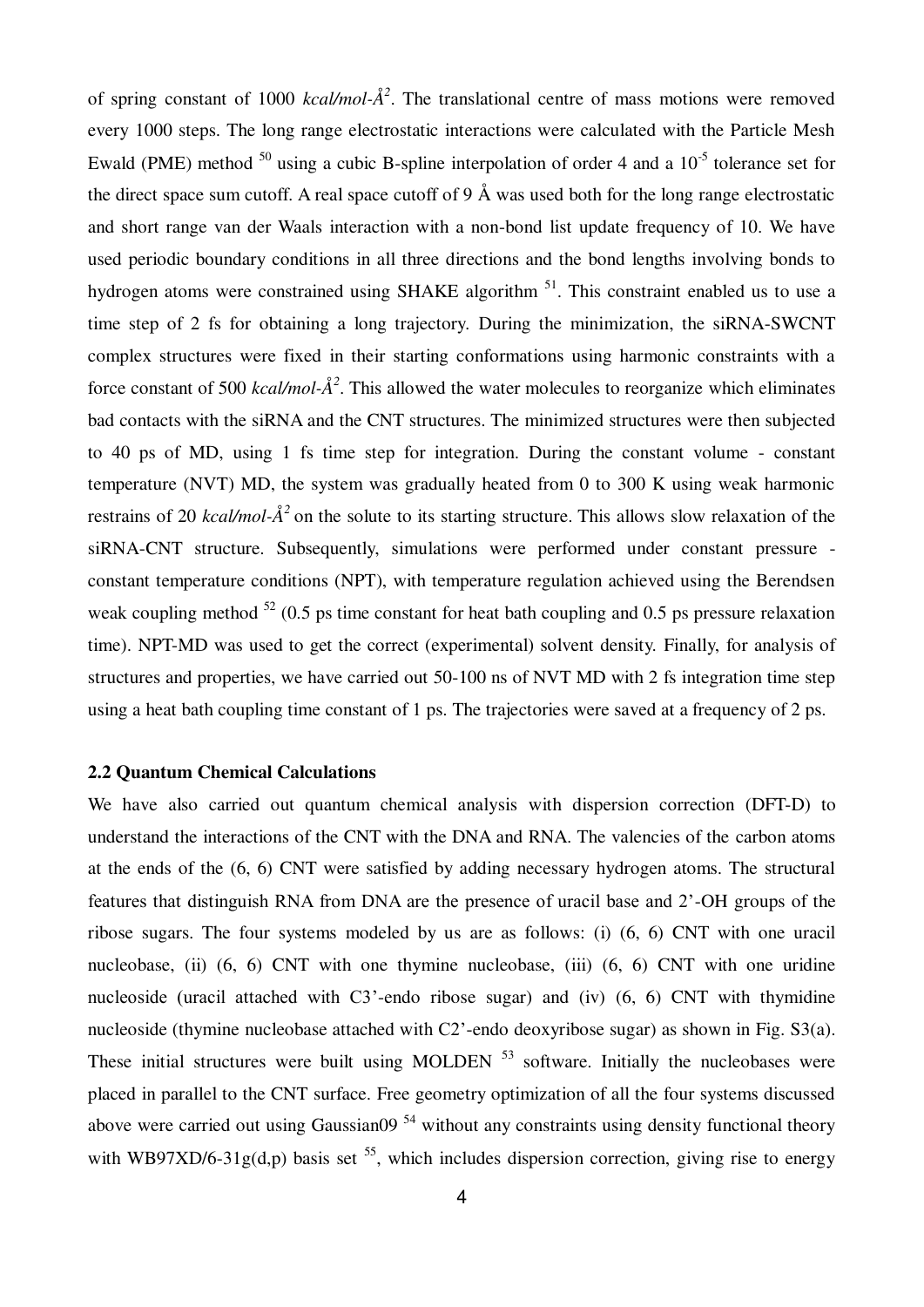of spring constant of 1000 *kcal/mol-Å²*. The translational centre of mass motions were removed every 1000 steps. The long range electrostatic interactions were calculated with the Particle Mesh Ewald (PME) method [50] using a cubic B-spline interpolation of order 4 and a $10^{-5}$ tolerance set for the direct space sum cutoff. A real space cutoff of 9 Å was used both for the long range electrostatic and short range van der Waals interaction with a non-bond list update frequency of 10. We have used periodic boundary conditions in all three directions and the bond lengths involving bonds to hydrogen atoms were constrained using SHAKE algorithm [51]. This constraint enabled us to use a time step of 2 fs for obtaining a long trajectory. During the minimization, the siRNA-SWCNT complex structures were fixed in their starting conformations using harmonic constraints with a force constant of 500 *kcal/mol-Å²*. This allowed the water molecules to reorganize which eliminates bad contacts with the siRNA and the CNT structures. The minimized structures were then subjected to 40 ps of MD, using 1 fs time step for integration. During the constant volume - constant temperature (NVT) MD, the system was gradually heated from 0 to 300 K using weak harmonic restrains of 20 *kcal/mol-Å²* on the solute to its starting structure. This allows slow relaxation of the siRNA-CNT structure. Subsequently, simulations were performed under constant pressure - constant temperature conditions (NPT), with temperature regulation achieved using the Berendsen weak coupling method [52] (0.5 ps time constant for heat bath coupling and 0.5 ps pressure relaxation time). NPT-MD was used to get the correct (experimental) solvent density. Finally, for analysis of structures and properties, we have carried out 50-100 ns of NVT MD with 2 fs integration time step using a heat bath coupling time constant of 1 ps. The trajectories were saved at a frequency of 2 ps.

### 2.2 Quantum Chemical Calculations

We have also carried out quantum chemical analysis with dispersion correction (DFT-D) to understand the interactions of the CNT with the DNA and RNA. The valencies of the carbon atoms at the ends of the (6, 6) CNT were satisfied by adding necessary hydrogen atoms. The structural features that distinguish RNA from DNA are the presence of uracil base and 2'-OH groups of the ribose sugars. The four systems modeled by us are as follows: (i) (6, 6) CNT with one uracil nucleobase, (ii) (6, 6) CNT with one thymine nucleobase, (iii) (6, 6) CNT with one uridine nucleoside (uracil attached with C3'-endo ribose sugar) and (iv) (6, 6) CNT with thymidine nucleoside (thymine nucleobase attached with C2'-endo deoxyribose sugar) as shown in Fig. S3(a). These initial structures were built using MOLDEN [53] software. Initially the nucleobases were placed in parallel to the CNT surface. Free geometry optimization of all the four systems discussed above were carried out using Gaussian09 [54] without any constraints using density functional theory with WB97XD/6-31g(d,p) basis set [55], which includes dispersion correction, giving rise to energy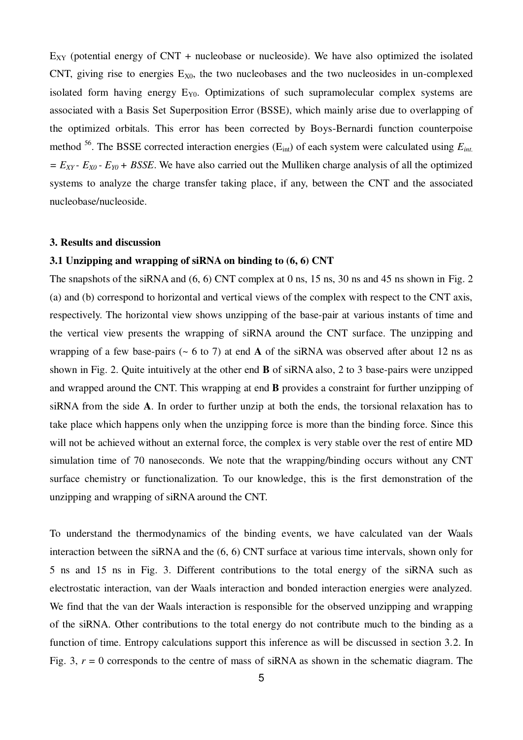$E_{XY}$ (potential energy of CNT + nucleobase or nucleoside). We have also optimized the isolated CNT, giving rise to energies $E_{X0}$, the two nucleobases and the two nucleosides in un-complexed isolated form having energy $E_{Y0}$. Optimizations of such supramolecular complex systems are associated with a Basis Set Superposition Error (BSSE), which mainly arise due to overlapping of the optimized orbitals. This error has been corrected by Boys-Bernardi function counterpoise method [56]. The BSSE corrected interaction energies ($E_{int}$) of each system were calculated using $E_{int.} = E_{XY} - E_{X0} - E_{Y0} + BSSE$. We have also carried out the Mulliken charge analysis of all the optimized systems to analyze the charge transfer taking place, if any, between the CNT and the associated nucleobase/nucleoside.

### 3. Results and discussion

#### 3.1 Unzipping and wrapping of siRNA on binding to (6, 6) CNT

The snapshots of the siRNA and (6, 6) CNT complex at 0 ns, 15 ns, 30 ns and 45 ns shown in Fig. 2 (a) and (b) correspond to horizontal and vertical views of the complex with respect to the CNT axis, respectively. The horizontal view shows unzipping of the base-pair at various instants of time and the vertical view presents the wrapping of siRNA around the CNT surface. The unzipping and wrapping of a few base-pairs (~ 6 to 7) at end **A** of the siRNA was observed after about 12 ns as shown in Fig. 2. Quite intuitively at the other end **B** of siRNA also, 2 to 3 base-pairs were unzipped and wrapped around the CNT. This wrapping at end **B** provides a constraint for further unzipping of siRNA from the side **A**. In order to further unzip at both the ends, the torsional relaxation has to take place which happens only when the unzipping force is more than the binding force. Since this will not be achieved without an external force, the complex is very stable over the rest of entire MD simulation time of 70 nanoseconds. We note that the wrapping/binding occurs without any CNT surface chemistry or functionalization. To our knowledge, this is the first demonstration of the unzipping and wrapping of siRNA around the CNT.

To understand the thermodynamics of the binding events, we have calculated van der Waals interaction between the siRNA and the (6, 6) CNT surface at various time intervals, shown only for 5 ns and 15 ns in Fig. 3. Different contributions to the total energy of the siRNA such as electrostatic interaction, van der Waals interaction and bonded interaction energies were analyzed. We find that the van der Waals interaction is responsible for the observed unzipping and wrapping of the siRNA. Other contributions to the total energy do not contribute much to the binding as a function of time. Entropy calculations support this inference as will be discussed in section 3.2. In Fig. 3, $r = 0$ corresponds to the centre of mass of siRNA as shown in the schematic diagram. The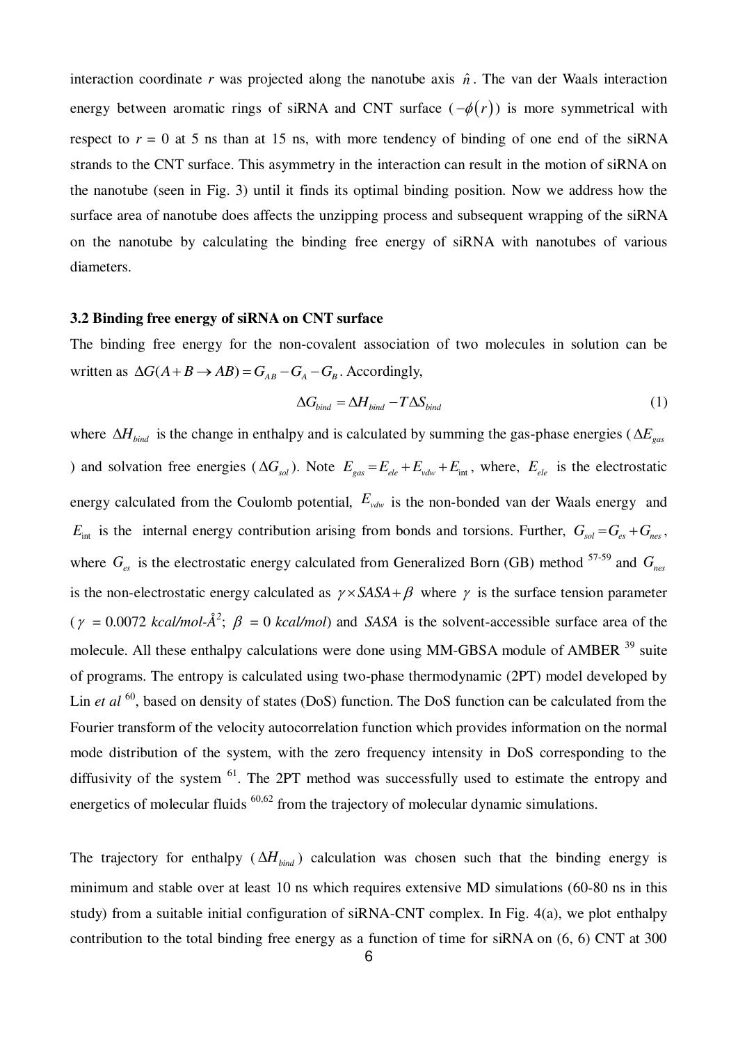interaction coordinate $r$ was projected along the nanotube axis $\hat{n}$. The van der Waals interaction energy between aromatic rings of siRNA and CNT surface ($-\phi(r)$) is more symmetrical with respect to $r = 0$ at 5 ns than at 15 ns, with more tendency of binding of one end of the siRNA strands to the CNT surface. This asymmetry in the interaction can result in the motion of siRNA on the nanotube (seen in Fig. 3) until it finds its optimal binding position. Now we address how the surface area of nanotube does affects the unzipping process and subsequent wrapping of the siRNA on the nanotube by calculating the binding free energy of siRNA with nanotubes of various diameters.

### 3.2 Binding free energy of siRNA on CNT surface

The binding free energy for the non-covalent association of two molecules in solution can be written as $\Delta G(A + B \rightarrow AB) = G_{AB} - G_A - G_B$. Accordingly,

$$\Delta G_{bind} = \Delta H_{bind} - T\Delta S_{bind} \tag{1}$$

where $\Delta H_{bind}$ is the change in enthalpy and is calculated by summing the gas-phase energies ($\Delta E_{gas}$) and solvation free energies ($\Delta G_{sol}$). Note $E_{gas} = E_{ele} + E_{vdw} + E_{int}$, where, $E_{ele}$ is the electrostatic energy calculated from the Coulomb potential, $E_{vdw}$ is the non-bonded van der Waals energy and $E_{int}$ is the internal energy contribution arising from bonds and torsions. Further, $G_{sol} = G_{es} + G_{nes}$, where $G_{es}$ is the electrostatic energy calculated from Generalized Born (GB) method [57-59] and $G_{nes}$ is the non-electrostatic energy calculated as $\gamma \times SASA + \beta$ where $\gamma$ is the surface tension parameter ($\gamma$ = 0.0072 *kcal/mol-Å²*; $\beta$ = 0 *kcal/mol*) and $SASA$ is the solvent-accessible surface area of the molecule. All these enthalpy calculations were done using MM-GBSA module of AMBER [39] suite of programs. The entropy is calculated using two-phase thermodynamic (2PT) model developed by Lin *et al* [60], based on density of states (DoS) function. The DoS function can be calculated from the Fourier transform of the velocity autocorrelation function which provides information on the normal mode distribution of the system, with the zero frequency intensity in DoS corresponding to the diffusivity of the system [61]. The 2PT method was successfully used to estimate the entropy and energetics of molecular fluids [60,62] from the trajectory of molecular dynamic simulations.

The trajectory for enthalpy ($\Delta H_{bind}$) calculation was chosen such that the binding energy is minimum and stable over at least 10 ns which requires extensive MD simulations (60-80 ns in this study) from a suitable initial configuration of siRNA-CNT complex. In Fig. 4(a), we plot enthalpy contribution to the total binding free energy as a function of time for siRNA on (6, 6) CNT at 300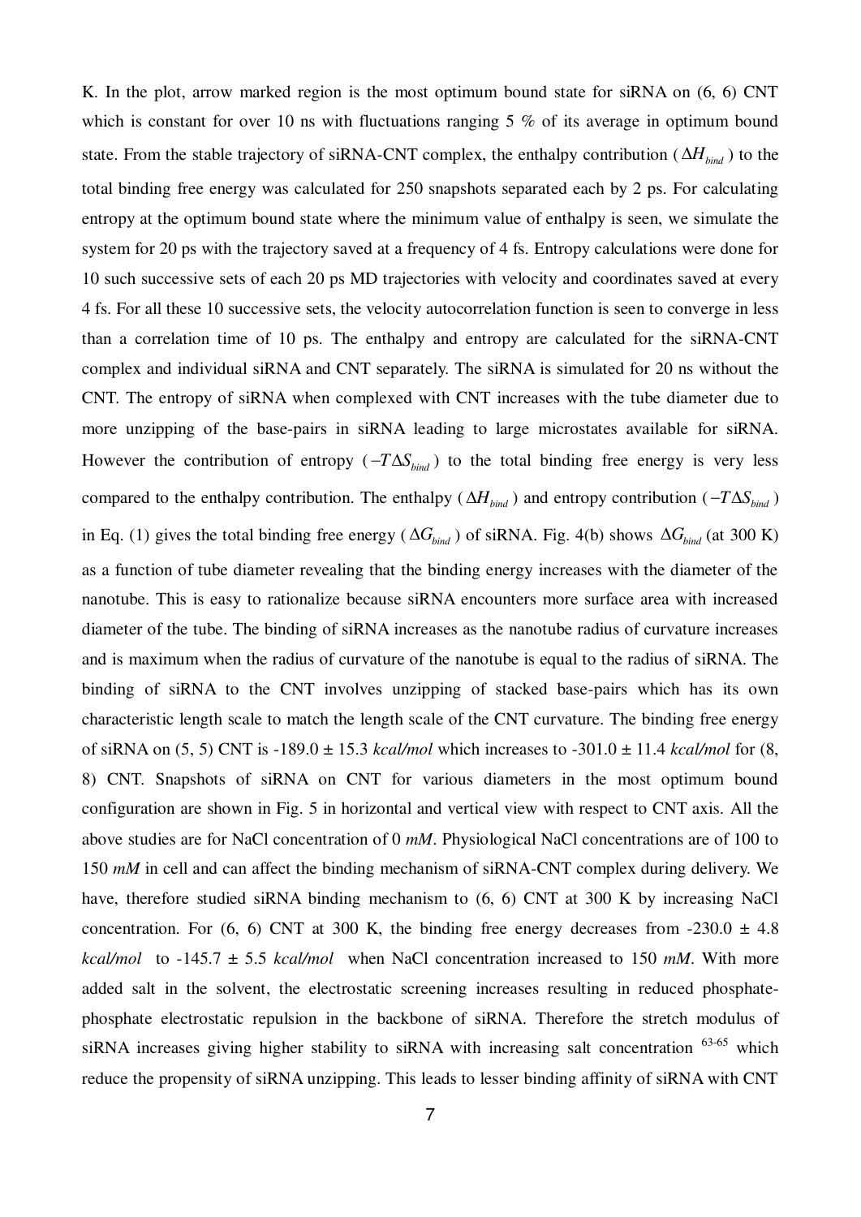K. In the plot, arrow marked region is the most optimum bound state for siRNA on (6, 6) CNT which is constant for over 10 ns with fluctuations ranging 5 % of its average in optimum bound state. From the stable trajectory of siRNA-CNT complex, the enthalpy contribution ($\Delta H_{bind}$) to the total binding free energy was calculated for 250 snapshots separated each by 2 ps. For calculating entropy at the optimum bound state where the minimum value of enthalpy is seen, we simulate the system for 20 ps with the trajectory saved at a frequency of 4 fs. Entropy calculations were done for 10 such successive sets of each 20 ps MD trajectories with velocity and coordinates saved at every 4 fs. For all these 10 successive sets, the velocity autocorrelation function is seen to converge in less than a correlation time of 10 ps. The enthalpy and entropy are calculated for the siRNA-CNT complex and individual siRNA and CNT separately. The siRNA is simulated for 20 ns without the CNT. The entropy of siRNA when complexed with CNT increases with the tube diameter due to more unzipping of the base-pairs in siRNA leading to large microstates available for siRNA. However the contribution of entropy ($-T\Delta S_{bind}$) to the total binding free energy is very less compared to the enthalpy contribution. The enthalpy ($\Delta H_{bind}$) and entropy contribution ($-T\Delta S_{bind}$) in Eq. (1) gives the total binding free energy ($\Delta G_{bind}$) of siRNA. Fig. 4(b) shows $\Delta G_{bind}$ (at 300 K) as a function of tube diameter revealing that the binding energy increases with the diameter of the nanotube. This is easy to rationalize because siRNA encounters more surface area with increased diameter of the tube. The binding of siRNA increases as the nanotube radius of curvature increases and is maximum when the radius of curvature of the nanotube is equal to the radius of siRNA. The binding of siRNA to the CNT involves unzipping of stacked base-pairs which has its own characteristic length scale to match the length scale of the CNT curvature. The binding free energy of siRNA on (5, 5) CNT is -189.0 ± 15.3 *kcal/mol* which increases to -301.0 ± 11.4 *kcal/mol* for (8, 8) CNT. Snapshots of siRNA on CNT for various diameters in the most optimum bound configuration are shown in Fig. 5 in horizontal and vertical view with respect to CNT axis. All the above studies are for NaCl concentration of 0 *mM*. Physiological NaCl concentrations are of 100 to 150 *mM* in cell and can affect the binding mechanism of siRNA-CNT complex during delivery. We have, therefore studied siRNA binding mechanism to (6, 6) CNT at 300 K by increasing NaCl concentration. For (6, 6) CNT at 300 K, the binding free energy decreases from -230.0 ± 4.8 *kcal/mol* to -145.7 ± 5.5 *kcal/mol* when NaCl concentration increased to 150 *mM*. With more added salt in the solvent, the electrostatic screening increases resulting in reduced phosphate-phosphate electrostatic repulsion in the backbone of siRNA. Therefore the stretch modulus of siRNA increases giving higher stability to siRNA with increasing salt concentration [63-65] which reduce the propensity of siRNA unzipping. This leads to lesser binding affinity of siRNA with CNT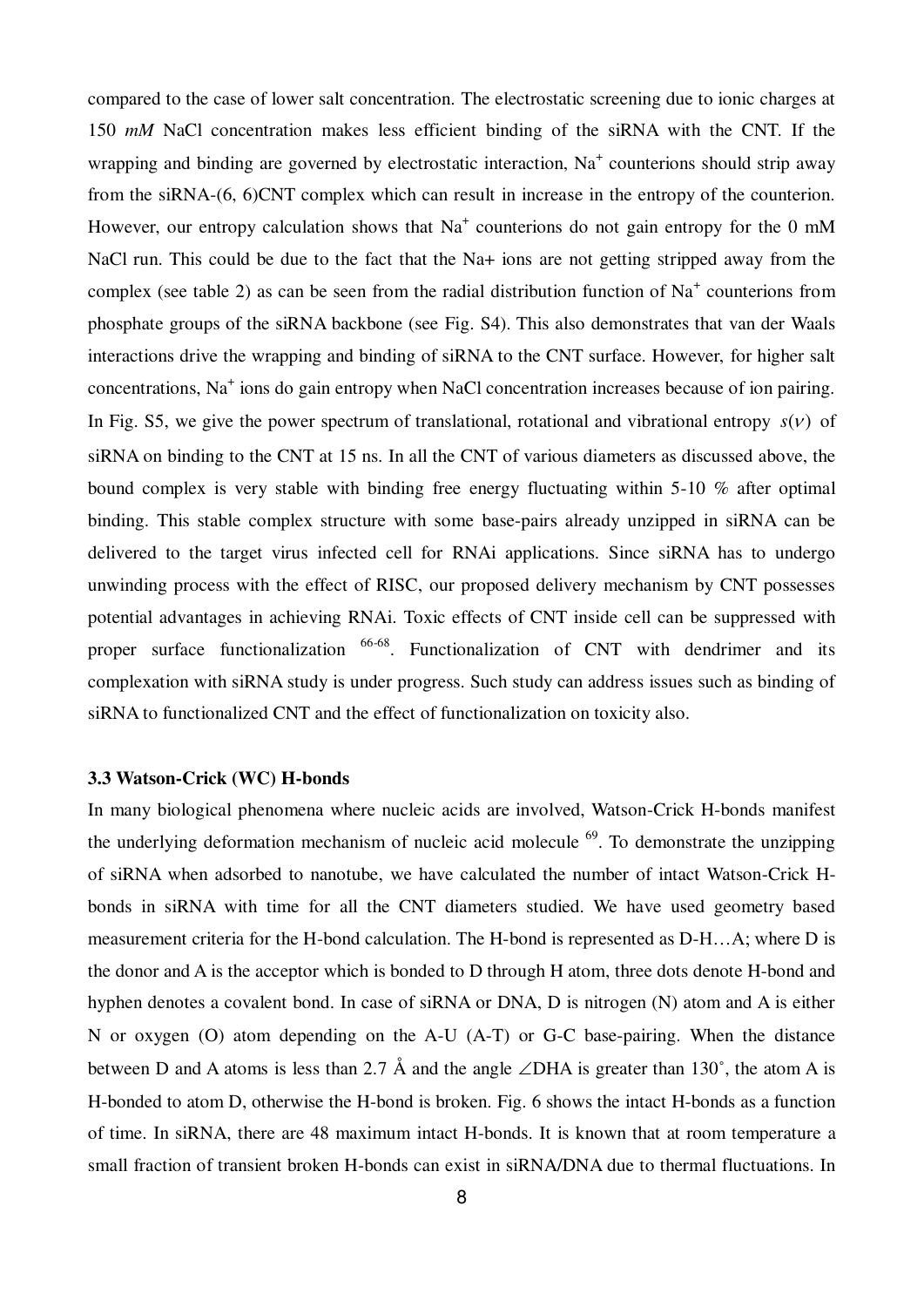compared to the case of lower salt concentration. The electrostatic screening due to ionic charges at 150 *mM* NaCl concentration makes less efficient binding of the siRNA with the CNT. If the wrapping and binding are governed by electrostatic interaction, $Na^+$ counterions should strip away from the siRNA-(6, 6)CNT complex which can result in increase in the entropy of the counterion. However, our entropy calculation shows that $Na^+$ counterions do not gain entropy for the 0 mM NaCl run. This could be due to the fact that the Na+ ions are not getting stripped away from the complex (see table 2) as can be seen from the radial distribution function of $Na^+$ counterions from phosphate groups of the siRNA backbone (see Fig. S4). This also demonstrates that van der Waals interactions drive the wrapping and binding of siRNA to the CNT surface. However, for higher salt concentrations, $Na^+$ ions do gain entropy when NaCl concentration increases because of ion pairing. In Fig. S5, we give the power spectrum of translational, rotational and vibrational entropy $s(\nu)$ of siRNA on binding to the CNT at 15 ns. In all the CNT of various diameters as discussed above, the bound complex is very stable with binding free energy fluctuating within 5-10 % after optimal binding. This stable complex structure with some base-pairs already unzipped in siRNA can be delivered to the target virus infected cell for RNAi applications. Since siRNA has to undergo unwinding process with the effect of RISC, our proposed delivery mechanism by CNT possesses potential advantages in achieving RNAi. Toxic effects of CNT inside cell can be suppressed with proper surface functionalization [66-68]. Functionalization of CNT with dendrimer and its complexation with siRNA study is under progress. Such study can address issues such as binding of siRNA to functionalized CNT and the effect of functionalization on toxicity also.

### 3.3 Watson-Crick (WC) H-bonds

In many biological phenomena where nucleic acids are involved, Watson-Crick H-bonds manifest the underlying deformation mechanism of nucleic acid molecule [69]. To demonstrate the unzipping of siRNA when adsorbed to nanotube, we have calculated the number of intact Watson-Crick H-bonds in siRNA with time for all the CNT diameters studied. We have used geometry based measurement criteria for the H-bond calculation. The H-bond is represented as D-H…A; where D is the donor and A is the acceptor which is bonded to D through H atom, three dots denote H-bond and hyphen denotes a covalent bond. In case of siRNA or DNA, D is nitrogen (N) atom and A is either N or oxygen (O) atom depending on the A-U (A-T) or G-C base-pairing. When the distance between D and A atoms is less than 2.7 Å and the angle $\angle$DHA is greater than 130˚, the atom A is H-bonded to atom D, otherwise the H-bond is broken. Fig. 6 shows the intact H-bonds as a function of time. In siRNA, there are 48 maximum intact H-bonds. It is known that at room temperature a small fraction of transient broken H-bonds can exist in siRNA/DNA due to thermal fluctuations. In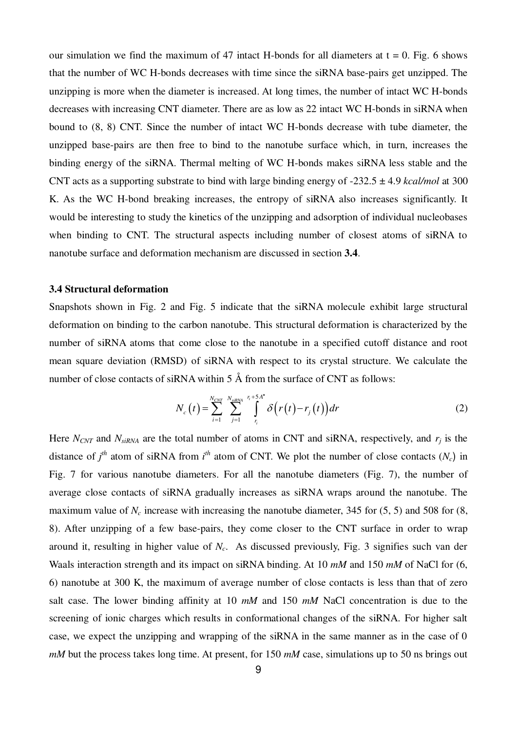our simulation we find the maximum of 47 intact H-bonds for all diameters at t = 0. Fig. 6 shows that the number of WC H-bonds decreases with time since the siRNA base-pairs get unzipped. The unzipping is more when the diameter is increased. At long times, the number of intact WC H-bonds decreases with increasing CNT diameter. There are as low as 22 intact WC H-bonds in siRNA when bound to (8, 8) CNT. Since the number of intact WC H-bonds decrease with tube diameter, the unzipped base-pairs are then free to bind to the nanotube surface which, in turn, increases the binding energy of the siRNA. Thermal melting of WC H-bonds makes siRNA less stable and the CNT acts as a supporting substrate to bind with large binding energy of -232.5 ± 4.9 *kcal/mol* at 300 K. As the WC H-bond breaking increases, the entropy of siRNA also increases significantly. It would be interesting to study the kinetics of the unzipping and adsorption of individual nucleobases when binding to CNT. The structural aspects including number of closest atoms of siRNA to nanotube surface and deformation mechanism are discussed in section **3.4**.

### 3.4 Structural deformation

Snapshots shown in Fig. 2 and Fig. 5 indicate that the siRNA molecule exhibit large structural deformation on binding to the carbon nanotube. This structural deformation is characterized by the number of siRNA atoms that come close to the nanotube in a specified cutoff distance and root mean square deviation (RMSD) of siRNA with respect to its crystal structure. We calculate the number of close contacts of siRNA within 5 Å from the surface of CNT as follows:

$$N_c(t) = \sum_{i=1}^{N_{CNT}} \sum_{j=1}^{N_{siRNA}} \int_{r_i}^{r_i + 5A^{\circ}} \delta\left(r(t) - r_j(t)\right) dr \tag{2}$$

Here $N_{CNT}$ and $N_{siRNA}$ are the total number of atoms in CNT and siRNA, respectively, and $r_j$ is the distance of $j^{th}$ atom of siRNA from $i^{th}$ atom of CNT. We plot the number of close contacts ($N_c$) in Fig. 7 for various nanotube diameters. For all the nanotube diameters (Fig. 7), the number of average close contacts of siRNA gradually increases as siRNA wraps around the nanotube. The maximum value of $N_c$ increase with increasing the nanotube diameter, 345 for (5, 5) and 508 for (8, 8). After unzipping of a few base-pairs, they come closer to the CNT surface in order to wrap around it, resulting in higher value of $N_c$. As discussed previously, Fig. 3 signifies such van der Waals interaction strength and its impact on siRNA binding. At 10 *mM* and 150 *mM* of NaCl for (6, 6) nanotube at 300 K, the maximum of average number of close contacts is less than that of zero salt case. The lower binding affinity at 10 *mM* and 150 *mM* NaCl concentration is due to the screening of ionic charges which results in conformational changes of the siRNA. For higher salt case, we expect the unzipping and wrapping of the siRNA in the same manner as in the case of 0 *mM* but the process takes long time. At present, for 150 *mM* case, simulations up to 50 ns brings out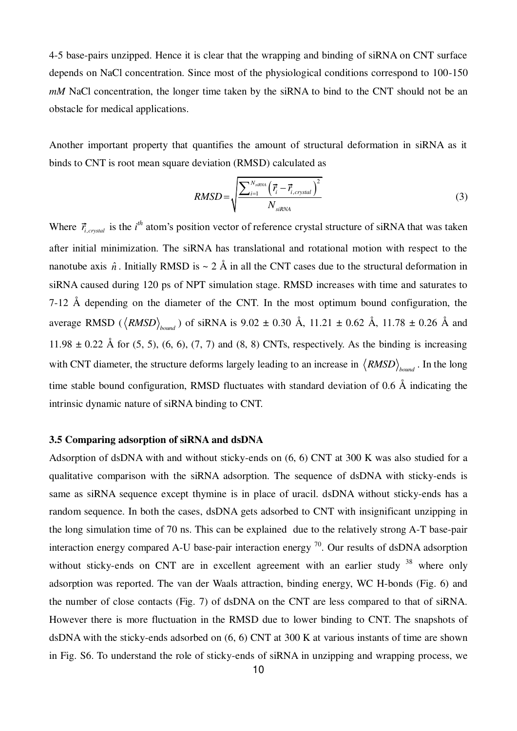4-5 base-pairs unzipped. Hence it is clear that the wrapping and binding of siRNA on CNT surface depends on NaCl concentration. Since most of the physiological conditions correspond to 100-150 *mM* NaCl concentration, the longer time taken by the siRNA to bind to the CNT should not be an obstacle for medical applications.

Another important property that quantifies the amount of structural deformation in siRNA as it binds to CNT is root mean square deviation (RMSD) calculated as

$$RMSD = \sqrt{\frac{\sum_{i=1}^{N_{siRNA}} \left(\vec{r}_i - \vec{r}_{i,crystal}\right)^2}{N_{siRNA}}} \tag{3}$$

Where $\vec{r}_{i,crystal}$ is the $i^{th}$ atom's position vector of reference crystal structure of siRNA that was taken after initial minimization. The siRNA has translational and rotational motion with respect to the nanotube axis $\hat{n}$. Initially RMSD is ~ 2 Å in all the CNT cases due to the structural deformation in siRNA caused during 120 ps of NPT simulation stage. RMSD increases with time and saturates to 7-12 Å depending on the diameter of the CNT. In the most optimum bound configuration, the average RMSD ($\langle RMSD \rangle_{bound}$) of siRNA is 9.02 ± 0.30 Å, 11.21 ± 0.62 Å, 11.78 ± 0.26 Å and 11.98 ± 0.22 Å for (5, 5), (6, 6), (7, 7) and (8, 8) CNTs, respectively. As the binding is increasing with CNT diameter, the structure deforms largely leading to an increase in $\langle RMSD \rangle_{bound}$. In the long time stable bound configuration, RMSD fluctuates with standard deviation of 0.6 Å indicating the intrinsic dynamic nature of siRNA binding to CNT.

### 3.5 Comparing adsorption of siRNA and dsDNA

Adsorption of dsDNA with and without sticky-ends on (6, 6) CNT at 300 K was also studied for a qualitative comparison with the siRNA adsorption. The sequence of dsDNA with sticky-ends is same as siRNA sequence except thymine is in place of uracil. dsDNA without sticky-ends has a random sequence. In both the cases, dsDNA gets adsorbed to CNT with insignificant unzipping in the long simulation time of 70 ns. This can be explained due to the relatively strong A-T base-pair interaction energy compared A-U base-pair interaction energy [70]. Our results of dsDNA adsorption without sticky-ends on CNT are in excellent agreement with an earlier study [38] where only adsorption was reported. The van der Waals attraction, binding energy, WC H-bonds (Fig. 6) and the number of close contacts (Fig. 7) of dsDNA on the CNT are less compared to that of siRNA. However there is more fluctuation in the RMSD due to lower binding to CNT. The snapshots of dsDNA with the sticky-ends adsorbed on (6, 6) CNT at 300 K at various instants of time are shown in Fig. S6. To understand the role of sticky-ends of siRNA in unzipping and wrapping process, we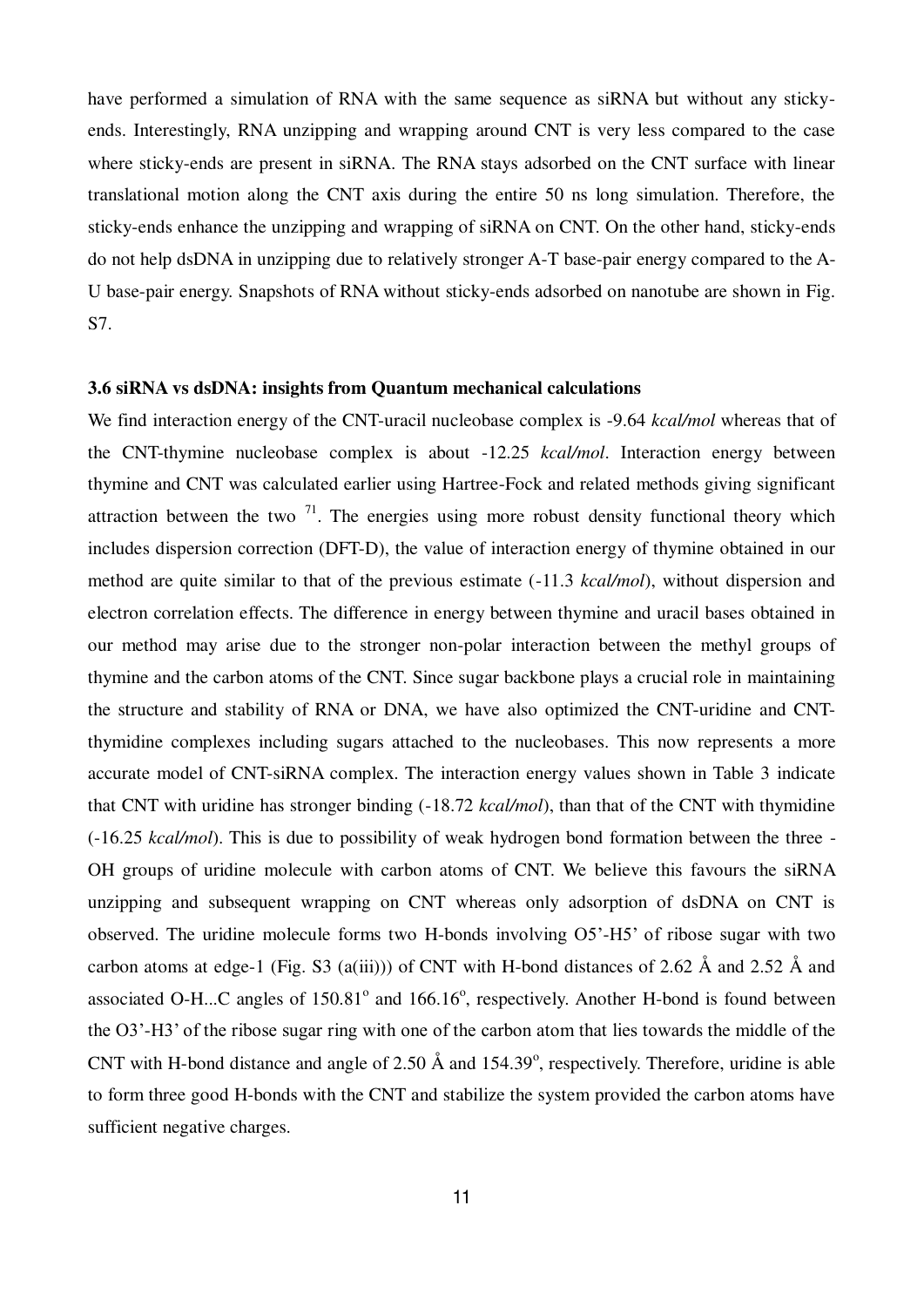have performed a simulation of RNA with the same sequence as siRNA but without any sticky-ends. Interestingly, RNA unzipping and wrapping around CNT is very less compared to the case where sticky-ends are present in siRNA. The RNA stays adsorbed on the CNT surface with linear translational motion along the CNT axis during the entire 50 ns long simulation. Therefore, the sticky-ends enhance the unzipping and wrapping of siRNA on CNT. On the other hand, sticky-ends do not help dsDNA in unzipping due to relatively stronger A-T base-pair energy compared to the A-U base-pair energy. Snapshots of RNA without sticky-ends adsorbed on nanotube are shown in Fig. S7.

### 3.6 siRNA vs dsDNA: insights from Quantum mechanical calculations

We find interaction energy of the CNT-uracil nucleobase complex is -9.64 *kcal/mol* whereas that of the CNT-thymine nucleobase complex is about -12.25 *kcal/mol*. Interaction energy between thymine and CNT was calculated earlier using Hartree-Fock and related methods giving significant attraction between the two [71]. The energies using more robust density functional theory which includes dispersion correction (DFT-D), the value of interaction energy of thymine obtained in our method are quite similar to that of the previous estimate (-11.3 *kcal/mol*), without dispersion and electron correlation effects. The difference in energy between thymine and uracil bases obtained in our method may arise due to the stronger non-polar interaction between the methyl groups of thymine and the carbon atoms of the CNT. Since sugar backbone plays a crucial role in maintaining the structure and stability of RNA or DNA, we have also optimized the CNT-uridine and CNT-thymidine complexes including sugars attached to the nucleobases. This now represents a more accurate model of CNT-siRNA complex. The interaction energy values shown in Table 3 indicate that CNT with uridine has stronger binding (-18.72 *kcal/mol*), than that of the CNT with thymidine (-16.25 *kcal/mol*). This is due to possibility of weak hydrogen bond formation between the three -OH groups of uridine molecule with carbon atoms of CNT. We believe this favours the siRNA unzipping and subsequent wrapping on CNT whereas only adsorption of dsDNA on CNT is observed. The uridine molecule forms two H-bonds involving O5'-H5' of ribose sugar with two carbon atoms at edge-1 (Fig. S3 (a(iii))) of CNT with H-bond distances of 2.62 Å and 2.52 Å and associated O-H...C angles of 150.81$^o$ and 166.16$^o$, respectively. Another H-bond is found between the O3'-H3' of the ribose sugar ring with one of the carbon atom that lies towards the middle of the CNT with H-bond distance and angle of 2.50 Å and 154.39$^o$, respectively. Therefore, uridine is able to form three good H-bonds with the CNT and stabilize the system provided the carbon atoms have sufficient negative charges.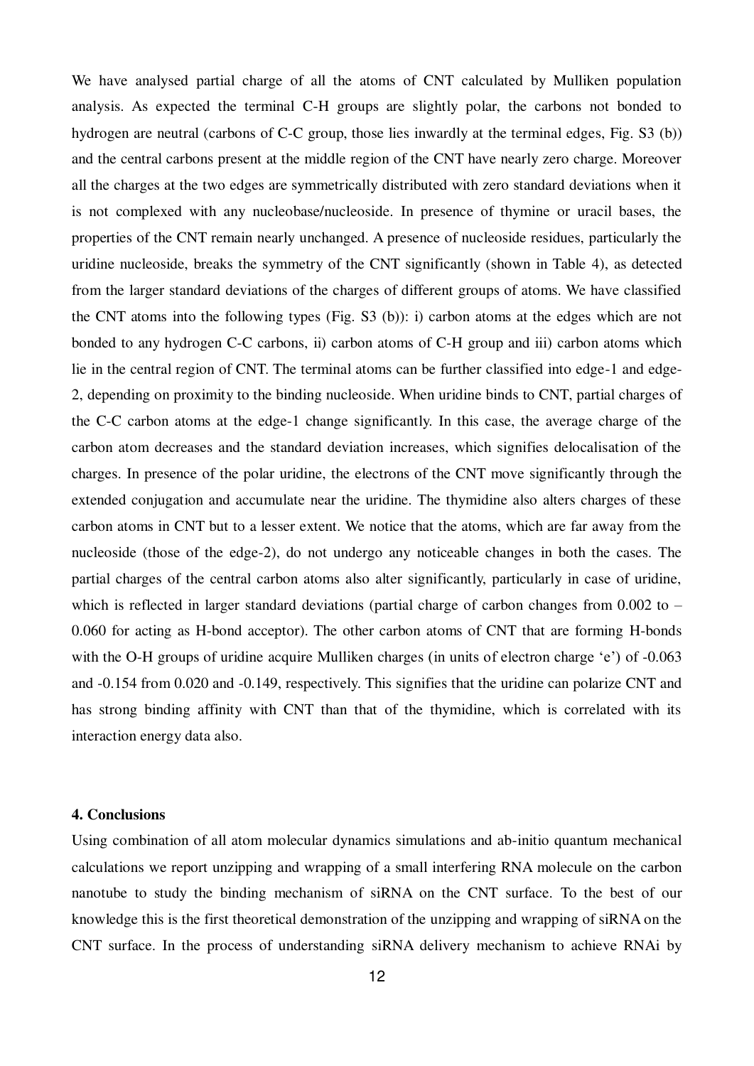We have analysed partial charge of all the atoms of CNT calculated by Mulliken population analysis. As expected the terminal C-H groups are slightly polar, the carbons not bonded to hydrogen are neutral (carbons of C-C group, those lies inwardly at the terminal edges, Fig. S3 (b)) and the central carbons present at the middle region of the CNT have nearly zero charge. Moreover all the charges at the two edges are symmetrically distributed with zero standard deviations when it is not complexed with any nucleobase/nucleoside. In presence of thymine or uracil bases, the properties of the CNT remain nearly unchanged. A presence of nucleoside residues, particularly the uridine nucleoside, breaks the symmetry of the CNT significantly (shown in Table 4), as detected from the larger standard deviations of the charges of different groups of atoms. We have classified the CNT atoms into the following types (Fig. S3 (b)): i) carbon atoms at the edges which are not bonded to any hydrogen C-C carbons, ii) carbon atoms of C-H group and iii) carbon atoms which lie in the central region of CNT. The terminal atoms can be further classified into edge-1 and edge-2, depending on proximity to the binding nucleoside. When uridine binds to CNT, partial charges of the C-C carbon atoms at the edge-1 change significantly. In this case, the average charge of the carbon atom decreases and the standard deviation increases, which signifies delocalisation of the charges. In presence of the polar uridine, the electrons of the CNT move significantly through the extended conjugation and accumulate near the uridine. The thymidine also alters charges of these carbon atoms in CNT but to a lesser extent. We notice that the atoms, which are far away from the nucleoside (those of the edge-2), do not undergo any noticeable changes in both the cases. The partial charges of the central carbon atoms also alter significantly, particularly in case of uridine, which is reflected in larger standard deviations (partial charge of carbon changes from 0.002 to –0.060 for acting as H-bond acceptor). The other carbon atoms of CNT that are forming H-bonds with the O-H groups of uridine acquire Mulliken charges (in units of electron charge 'e') of -0.063 and -0.154 from 0.020 and -0.149, respectively. This signifies that the uridine can polarize CNT and has strong binding affinity with CNT than that of the thymidine, which is correlated with its interaction energy data also.

#### 4. Conclusions

Using combination of all atom molecular dynamics simulations and ab-initio quantum mechanical calculations we report unzipping and wrapping of a small interfering RNA molecule on the carbon nanotube to study the binding mechanism of siRNA on the CNT surface. To the best of our knowledge this is the first theoretical demonstration of the unzipping and wrapping of siRNA on the CNT surface. In the process of understanding siRNA delivery mechanism to achieve RNAi by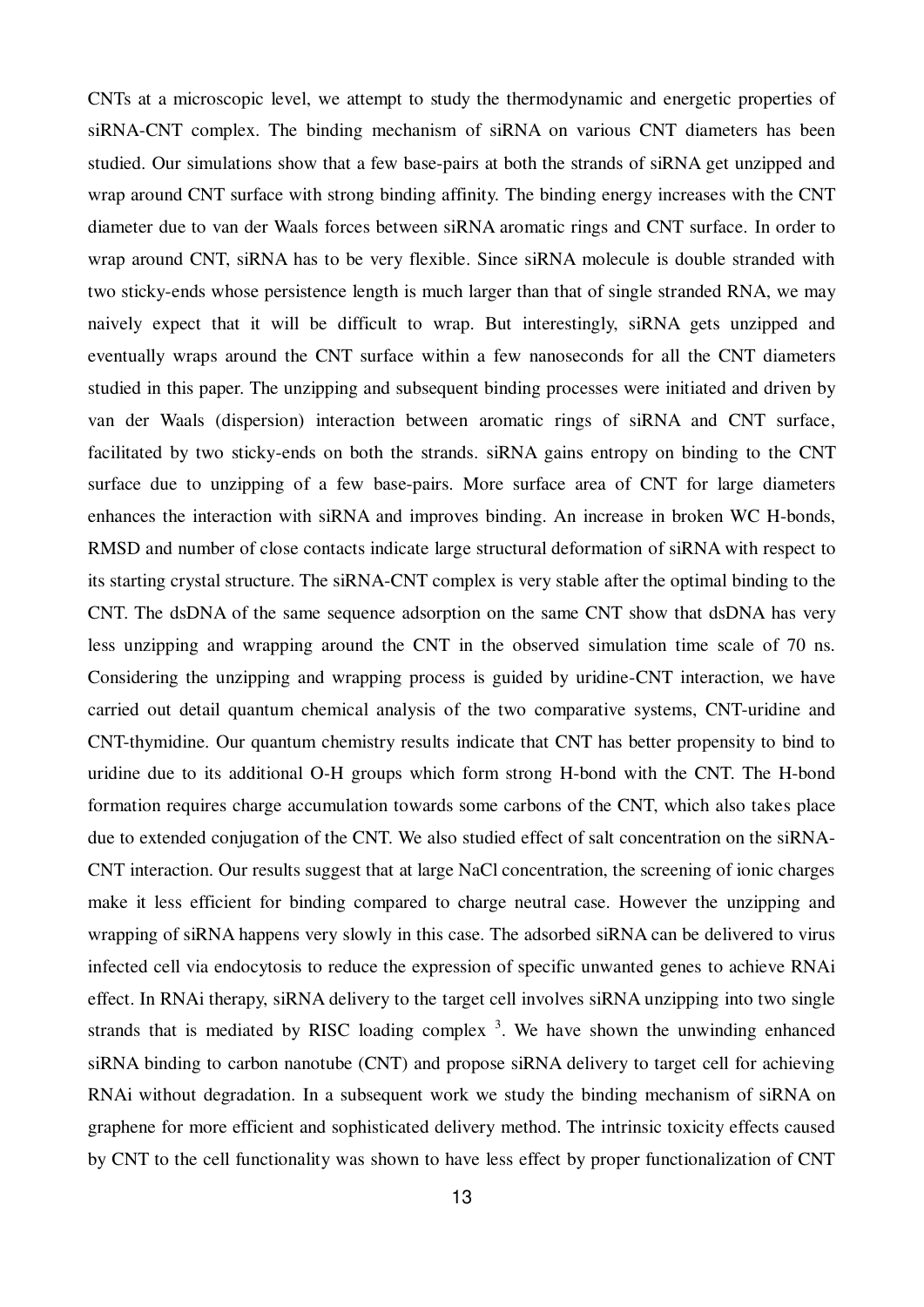CNTs at a microscopic level, we attempt to study the thermodynamic and energetic properties of siRNA-CNT complex. The binding mechanism of siRNA on various CNT diameters has been studied. Our simulations show that a few base-pairs at both the strands of siRNA get unzipped and wrap around CNT surface with strong binding affinity. The binding energy increases with the CNT diameter due to van der Waals forces between siRNA aromatic rings and CNT surface. In order to wrap around CNT, siRNA has to be very flexible. Since siRNA molecule is double stranded with two sticky-ends whose persistence length is much larger than that of single stranded RNA, we may naively expect that it will be difficult to wrap. But interestingly, siRNA gets unzipped and eventually wraps around the CNT surface within a few nanoseconds for all the CNT diameters studied in this paper. The unzipping and subsequent binding processes were initiated and driven by van der Waals (dispersion) interaction between aromatic rings of siRNA and CNT surface, facilitated by two sticky-ends on both the strands. siRNA gains entropy on binding to the CNT surface due to unzipping of a few base-pairs. More surface area of CNT for large diameters enhances the interaction with siRNA and improves binding. An increase in broken WC H-bonds, RMSD and number of close contacts indicate large structural deformation of siRNA with respect to its starting crystal structure. The siRNA-CNT complex is very stable after the optimal binding to the CNT. The dsDNA of the same sequence adsorption on the same CNT show that dsDNA has very less unzipping and wrapping around the CNT in the observed simulation time scale of 70 ns. Considering the unzipping and wrapping process is guided by uridine-CNT interaction, we have carried out detail quantum chemical analysis of the two comparative systems, CNT-uridine and CNT-thymidine. Our quantum chemistry results indicate that CNT has better propensity to bind to uridine due to its additional O-H groups which form strong H-bond with the CNT. The H-bond formation requires charge accumulation towards some carbons of the CNT, which also takes place due to extended conjugation of the CNT. We also studied effect of salt concentration on the siRNA-CNT interaction. Our results suggest that at large NaCl concentration, the screening of ionic charges make it less efficient for binding compared to charge neutral case. However the unzipping and wrapping of siRNA happens very slowly in this case. The adsorbed siRNA can be delivered to virus infected cell via endocytosis to reduce the expression of specific unwanted genes to achieve RNAi effect. In RNAi therapy, siRNA delivery to the target cell involves siRNA unzipping into two single strands that is mediated by RISC loading complex [3]. We have shown the unwinding enhanced siRNA binding to carbon nanotube (CNT) and propose siRNA delivery to target cell for achieving RNAi without degradation. In a subsequent work we study the binding mechanism of siRNA on graphene for more efficient and sophisticated delivery method. The intrinsic toxicity effects caused by CNT to the cell functionality was shown to have less effect by proper functionalization of CNT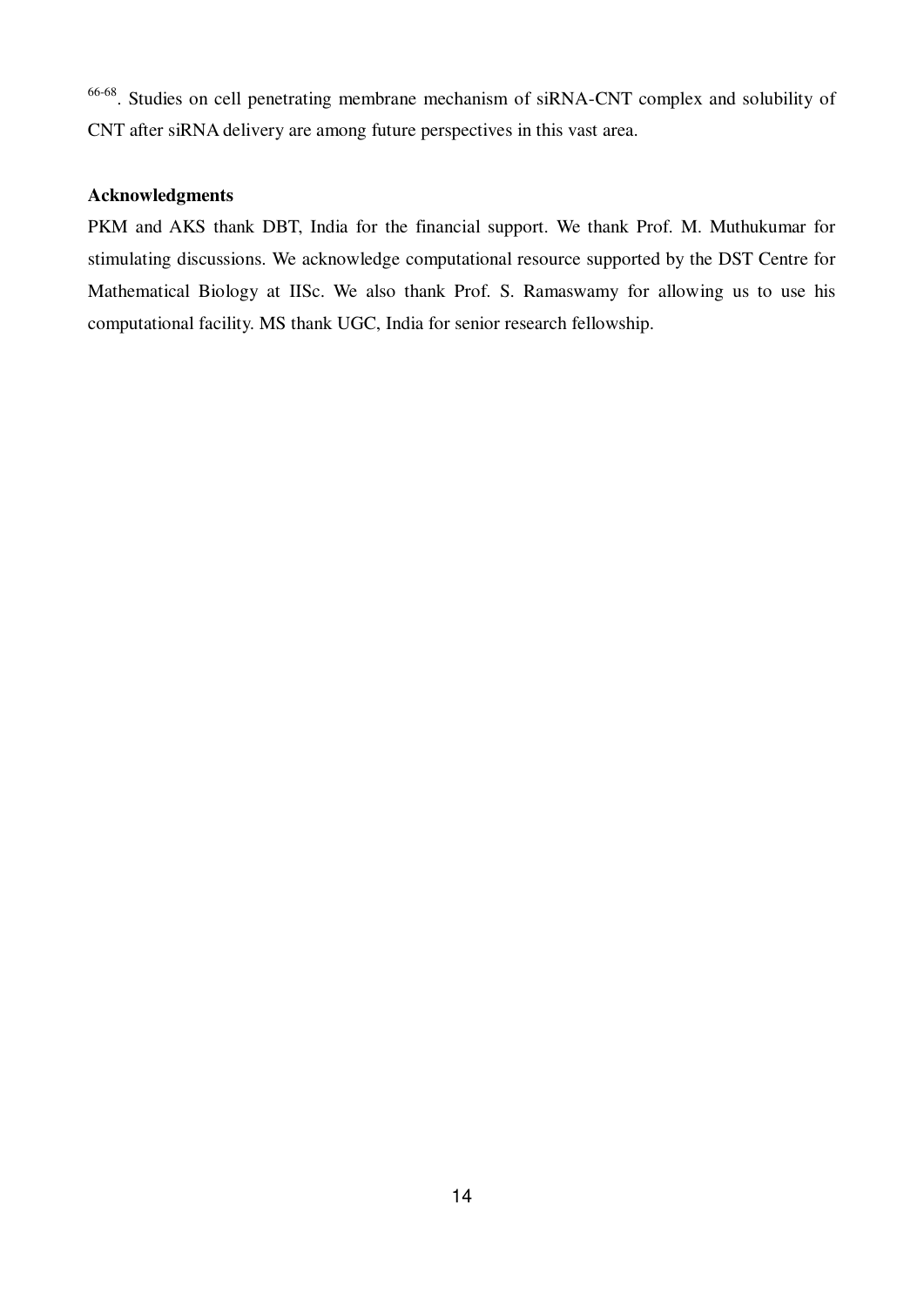[66-68]. Studies on cell penetrating membrane mechanism of siRNA-CNT complex and solubility of CNT after siRNA delivery are among future perspectives in this vast area.

**Acknowledgments**

PKM and AKS thank DBT, India for the financial support. We thank Prof. M. Muthukumar for stimulating discussions. We acknowledge computational resource supported by the DST Centre for Mathematical Biology at IISc. We also thank Prof. S. Ramaswamy for allowing us to use his computational facility. MS thank UGC, India for senior research fellowship.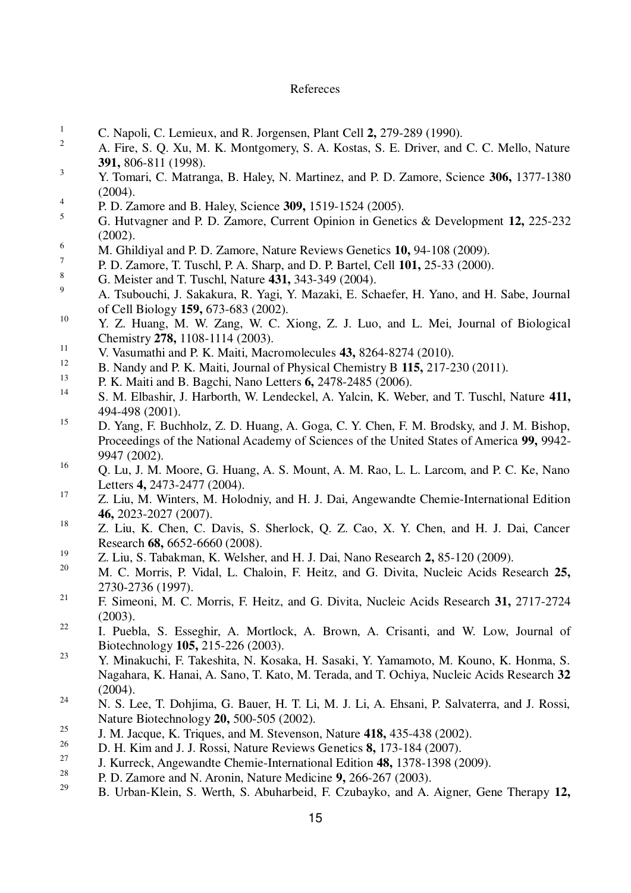# Refereces

1. C. Napoli, C. Lemieux, and R. Jorgensen, Plant Cell **2,** 279-289 (1990).
2. A. Fire, S. Q. Xu, M. K. Montgomery, S. A. Kostas, S. E. Driver, and C. C. Mello, Nature **391,** 806-811 (1998).
3. Y. Tomari, C. Matranga, B. Haley, N. Martinez, and P. D. Zamore, Science **306,** 1377-1380 (2004).
4. P. D. Zamore and B. Haley, Science **309,** 1519-1524 (2005).
5. G. Hutvagner and P. D. Zamore, Current Opinion in Genetics & Development **12,** 225-232 (2002).
6. M. Ghildiyal and P. D. Zamore, Nature Reviews Genetics **10,** 94-108 (2009).
7. P. D. Zamore, T. Tuschl, P. A. Sharp, and D. P. Bartel, Cell **101,** 25-33 (2000).
8. G. Meister and T. Tuschl, Nature **431,** 343-349 (2004).
9. A. Tsubouchi, J. Sakakura, R. Yagi, Y. Mazaki, E. Schaefer, H. Yano, and H. Sabe, Journal of Cell Biology **159,** 673-683 (2002).
10. Y. Z. Huang, M. W. Zang, W. C. Xiong, Z. J. Luo, and L. Mei, Journal of Biological Chemistry **278,** 1108-1114 (2003).
11. V. Vasumathi and P. K. Maiti, Macromolecules **43,** 8264-8274 (2010).
12. B. Nandy and P. K. Maiti, Journal of Physical Chemistry B **115,** 217-230 (2011).
13. P. K. Maiti and B. Bagchi, Nano Letters **6,** 2478-2485 (2006).
14. S. M. Elbashir, J. Harborth, W. Lendeckel, A. Yalcin, K. Weber, and T. Tuschl, Nature **411,** 494-498 (2001).
15. D. Yang, F. Buchholz, Z. D. Huang, A. Goga, C. Y. Chen, F. M. Brodsky, and J. M. Bishop, Proceedings of the National Academy of Sciences of the United States of America **99,** 9942-9947 (2002).
16. Q. Lu, J. M. Moore, G. Huang, A. S. Mount, A. M. Rao, L. L. Larcom, and P. C. Ke, Nano Letters **4,** 2473-2477 (2004).
17. Z. Liu, M. Winters, M. Holodniy, and H. J. Dai, Angewandte Chemie-International Edition **46,** 2023-2027 (2007).
18. Z. Liu, K. Chen, C. Davis, S. Sherlock, Q. Z. Cao, X. Y. Chen, and H. J. Dai, Cancer Research **68,** 6652-6660 (2008).
19. Z. Liu, S. Tabakman, K. Welsher, and H. J. Dai, Nano Research **2,** 85-120 (2009).
20. M. C. Morris, P. Vidal, L. Chaloin, F. Heitz, and G. Divita, Nucleic Acids Research **25,** 2730-2736 (1997).
21. F. Simeoni, M. C. Morris, F. Heitz, and G. Divita, Nucleic Acids Research **31,** 2717-2724 (2003).
22. I. Puebla, S. Esseghir, A. Mortlock, A. Brown, A. Crisanti, and W. Low, Journal of Biotechnology **105,** 215-226 (2003).
23. Y. Minakuchi, F. Takeshita, N. Kosaka, H. Sasaki, Y. Yamamoto, M. Kouno, K. Honma, S. Nagahara, K. Hanai, A. Sano, T. Kato, M. Terada, and T. Ochiya, Nucleic Acids Research **32** (2004).
24. N. S. Lee, T. Dohjima, G. Bauer, H. T. Li, M. J. Li, A. Ehsani, P. Salvaterra, and J. Rossi, Nature Biotechnology **20,** 500-505 (2002).
25. J. M. Jacque, K. Triques, and M. Stevenson, Nature **418,** 435-438 (2002).
26. D. H. Kim and J. J. Rossi, Nature Reviews Genetics **8,** 173-184 (2007).
27. J. Kurreck, Angewandte Chemie-International Edition **48,** 1378-1398 (2009).
28. P. D. Zamore and N. Aronin, Nature Medicine **9,** 266-267 (2003).
29. B. Urban-Klein, S. Werth, S. Abuharbeid, F. Czubayko, and A. Aigner, Gene Therapy **12,**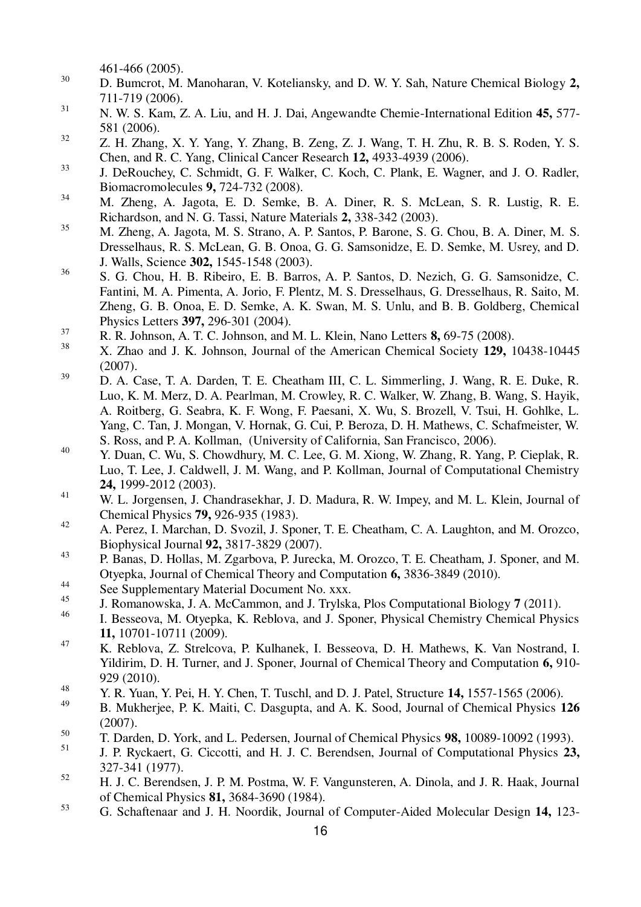461-466 (2005).

[30] D. Bumcrot, M. Manoharan, V. Koteliansky, and D. W. Y. Sah, Nature Chemical Biology **2,** 711-719 (2006).

[31] N. W. S. Kam, Z. A. Liu, and H. J. Dai, Angewandte Chemie-International Edition **45,** 577-581 (2006).

[32] Z. H. Zhang, X. Y. Yang, Y. Zhang, B. Zeng, Z. J. Wang, T. H. Zhu, R. B. S. Roden, Y. S. Chen, and R. C. Yang, Clinical Cancer Research **12,** 4933-4939 (2006).

[33] J. DeRouchey, C. Schmidt, G. F. Walker, C. Koch, C. Plank, E. Wagner, and J. O. Radler, Biomacromolecules **9,** 724-732 (2008).

[34] M. Zheng, A. Jagota, E. D. Semke, B. A. Diner, R. S. McLean, S. R. Lustig, R. E. Richardson, and N. G. Tassi, Nature Materials **2,** 338-342 (2003).

[35] M. Zheng, A. Jagota, M. S. Strano, A. P. Santos, P. Barone, S. G. Chou, B. A. Diner, M. S. Dresselhaus, R. S. McLean, G. B. Onoa, G. G. Samsonidze, E. D. Semke, M. Usrey, and D. J. Walls, Science **302,** 1545-1548 (2003).

[36] S. G. Chou, H. B. Ribeiro, E. B. Barros, A. P. Santos, D. Nezich, G. G. Samsonidze, C. Fantini, M. A. Pimenta, A. Jorio, F. Plentz, M. S. Dresselhaus, G. Dresselhaus, R. Saito, M. Zheng, G. B. Onoa, E. D. Semke, A. K. Swan, M. S. Unlu, and B. B. Goldberg, Chemical Physics Letters **397,** 296-301 (2004).

[37] R. R. Johnson, A. T. C. Johnson, and M. L. Klein, Nano Letters **8,** 69-75 (2008).

[38] X. Zhao and J. K. Johnson, Journal of the American Chemical Society **129,** 10438-10445 (2007).

[39] D. A. Case, T. A. Darden, T. E. Cheatham III, C. L. Simmerling, J. Wang, R. E. Duke, R. Luo, K. M. Merz, D. A. Pearlman, M. Crowley, R. C. Walker, W. Zhang, B. Wang, S. Hayik, A. Roitberg, G. Seabra, K. F. Wong, F. Paesani, X. Wu, S. Brozell, V. Tsui, H. Gohlke, L. Yang, C. Tan, J. Mongan, V. Hornak, G. Cui, P. Beroza, D. H. Mathews, C. Schafmeister, W. S. Ross, and P. A. Kollman, (University of California, San Francisco, 2006).

[40] Y. Duan, C. Wu, S. Chowdhury, M. C. Lee, G. M. Xiong, W. Zhang, R. Yang, P. Cieplak, R. Luo, T. Lee, J. Caldwell, J. M. Wang, and P. Kollman, Journal of Computational Chemistry **24,** 1999-2012 (2003).

[41] W. L. Jorgensen, J. Chandrasekhar, J. D. Madura, R. W. Impey, and M. L. Klein, Journal of Chemical Physics **79,** 926-935 (1983).

[42] A. Perez, I. Marchan, D. Svozil, J. Sponer, T. E. Cheatham, C. A. Laughton, and M. Orozco, Biophysical Journal **92,** 3817-3829 (2007).

[43] P. Banas, D. Hollas, M. Zgarbova, P. Jurecka, M. Orozco, T. E. Cheatham, J. Sponer, and M. Otyepka, Journal of Chemical Theory and Computation **6,** 3836-3849 (2010).

[44] See Supplementary Material Document No. xxx.

[45] J. Romanowska, J. A. McCammon, and J. Trylska, Plos Computational Biology **7** (2011).

[46] I. Besseova, M. Otyepka, K. Reblova, and J. Sponer, Physical Chemistry Chemical Physics **11,** 10701-10711 (2009).

[47] K. Reblova, Z. Strelcova, P. Kulhanek, I. Besseova, D. H. Mathews, K. Van Nostrand, I. Yildirim, D. H. Turner, and J. Sponer, Journal of Chemical Theory and Computation **6,** 910-929 (2010).

[48] Y. R. Yuan, Y. Pei, H. Y. Chen, T. Tuschl, and D. J. Patel, Structure **14,** 1557-1565 (2006).

[49] B. Mukherjee, P. K. Maiti, C. Dasgupta, and A. K. Sood, Journal of Chemical Physics **126** (2007).

[50] T. Darden, D. York, and L. Pedersen, Journal of Chemical Physics **98,** 10089-10092 (1993).

[51] J. P. Ryckaert, G. Ciccotti, and H. J. C. Berendsen, Journal of Computational Physics **23,** 327-341 (1977).

[52] H. J. C. Berendsen, J. P. M. Postma, W. F. Vangunsteren, A. Dinola, and J. R. Haak, Journal of Chemical Physics **81,** 3684-3690 (1984).

[53] G. Schaftenaar and J. H. Noordik, Journal of Computer-Aided Molecular Design **14,** 123-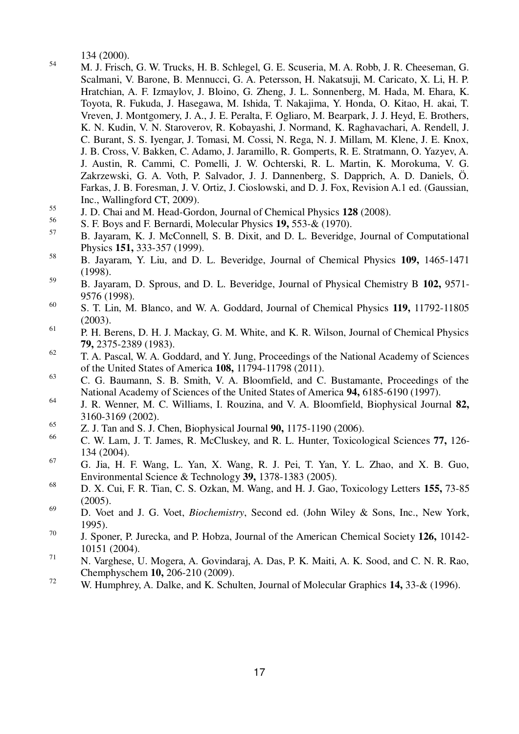134 (2000).

[54] M. J. Frisch, G. W. Trucks, H. B. Schlegel, G. E. Scuseria, M. A. Robb, J. R. Cheeseman, G. Scalmani, V. Barone, B. Mennucci, G. A. Petersson, H. Nakatsuji, M. Caricato, X. Li, H. P. Hratchian, A. F. Izmaylov, J. Bloino, G. Zheng, J. L. Sonnenberg, M. Hada, M. Ehara, K. Toyota, R. Fukuda, J. Hasegawa, M. Ishida, T. Nakajima, Y. Honda, O. Kitao, H. akai, T. Vreven, J. Montgomery, J. A., J. E. Peralta, F. Ogliaro, M. Bearpark, J. J. Heyd, E. Brothers, K. N. Kudin, V. N. Staroverov, R. Kobayashi, J. Normand, K. Raghavachari, A. Rendell, J. C. Burant, S. S. Iyengar, J. Tomasi, M. Cossi, N. Rega, N. J. Millam, M. Klene, J. E. Knox, J. B. Cross, V. Bakken, C. Adamo, J. Jaramillo, R. Gomperts, R. E. Stratmann, O. Yazyev, A. J. Austin, R. Cammi, C. Pomelli, J. W. Ochterski, R. L. Martin, K. Morokuma, V. G. Zakrzewski, G. A. Voth, P. Salvador, J. J. Dannenberg, S. Dapprich, A. D. Daniels, Ö. Farkas, J. B. Foresman, J. V. Ortiz, J. Cioslowski, and D. J. Fox, Revision A.1 ed. (Gaussian, Inc., Wallingford CT, 2009).

[55] J. D. Chai and M. Head-Gordon, Journal of Chemical Physics **128** (2008).

[56] S. F. Boys and F. Bernardi, Molecular Physics **19,** 553-& (1970).

[57] B. Jayaram, K. J. McConnell, S. B. Dixit, and D. L. Beveridge, Journal of Computational Physics **151,** 333-357 (1999).

[58] B. Jayaram, Y. Liu, and D. L. Beveridge, Journal of Chemical Physics **109,** 1465-1471 (1998).

[59] B. Jayaram, D. Sprous, and D. L. Beveridge, Journal of Physical Chemistry B **102,** 9571-9576 (1998).

[60] S. T. Lin, M. Blanco, and W. A. Goddard, Journal of Chemical Physics **119,** 11792-11805 (2003).

[61] P. H. Berens, D. H. J. Mackay, G. M. White, and K. R. Wilson, Journal of Chemical Physics **79,** 2375-2389 (1983).

[62] T. A. Pascal, W. A. Goddard, and Y. Jung, Proceedings of the National Academy of Sciences of the United States of America **108,** 11794-11798 (2011).

[63] C. G. Baumann, S. B. Smith, V. A. Bloomfield, and C. Bustamante, Proceedings of the National Academy of Sciences of the United States of America **94,** 6185-6190 (1997).

[64] J. R. Wenner, M. C. Williams, I. Rouzina, and V. A. Bloomfield, Biophysical Journal **82,** 3160-3169 (2002).

[65] Z. J. Tan and S. J. Chen, Biophysical Journal **90,** 1175-1190 (2006).

[66] C. W. Lam, J. T. James, R. McCluskey, and R. L. Hunter, Toxicological Sciences **77,** 126-134 (2004).

[67] G. Jia, H. F. Wang, L. Yan, X. Wang, R. J. Pei, T. Yan, Y. L. Zhao, and X. B. Guo, Environmental Science & Technology **39,** 1378-1383 (2005).

[68] D. X. Cui, F. R. Tian, C. S. Ozkan, M. Wang, and H. J. Gao, Toxicology Letters **155,** 73-85 (2005).

[69] D. Voet and J. G. Voet, *Biochemistry*, Second ed. (John Wiley & Sons, Inc., New York, 1995).

[70] J. Sponer, P. Jurecka, and P. Hobza, Journal of the American Chemical Society **126,** 10142-10151 (2004).

[71] N. Varghese, U. Mogera, A. Govindaraj, A. Das, P. K. Maiti, A. K. Sood, and C. N. R. Rao, Chemphyschem **10,** 206-210 (2009).

[72] W. Humphrey, A. Dalke, and K. Schulten, Journal of Molecular Graphics **14,** 33-& (1996).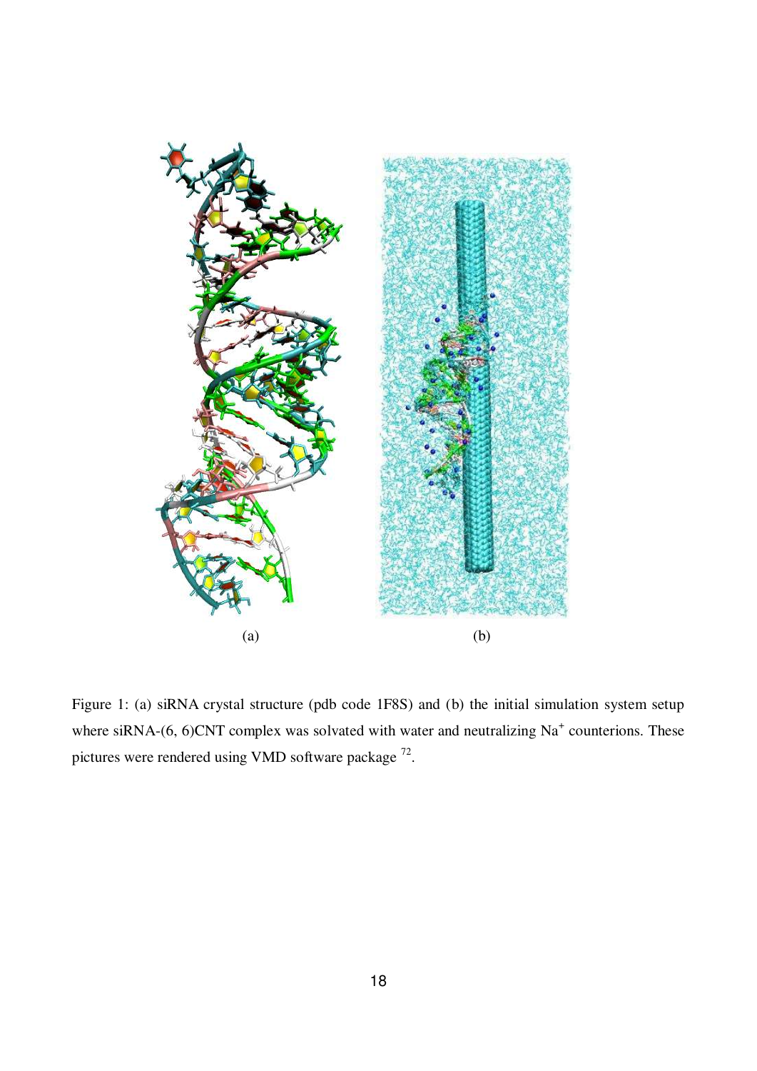(a)

(b)

Figure 1: (a) siRNA crystal structure (pdb code 1F8S) and (b) the initial simulation system setup where siRNA-(6, 6)CNT complex was solvated with water and neutralizing $Na^+$ counterions. These pictures were rendered using VMD software package [72].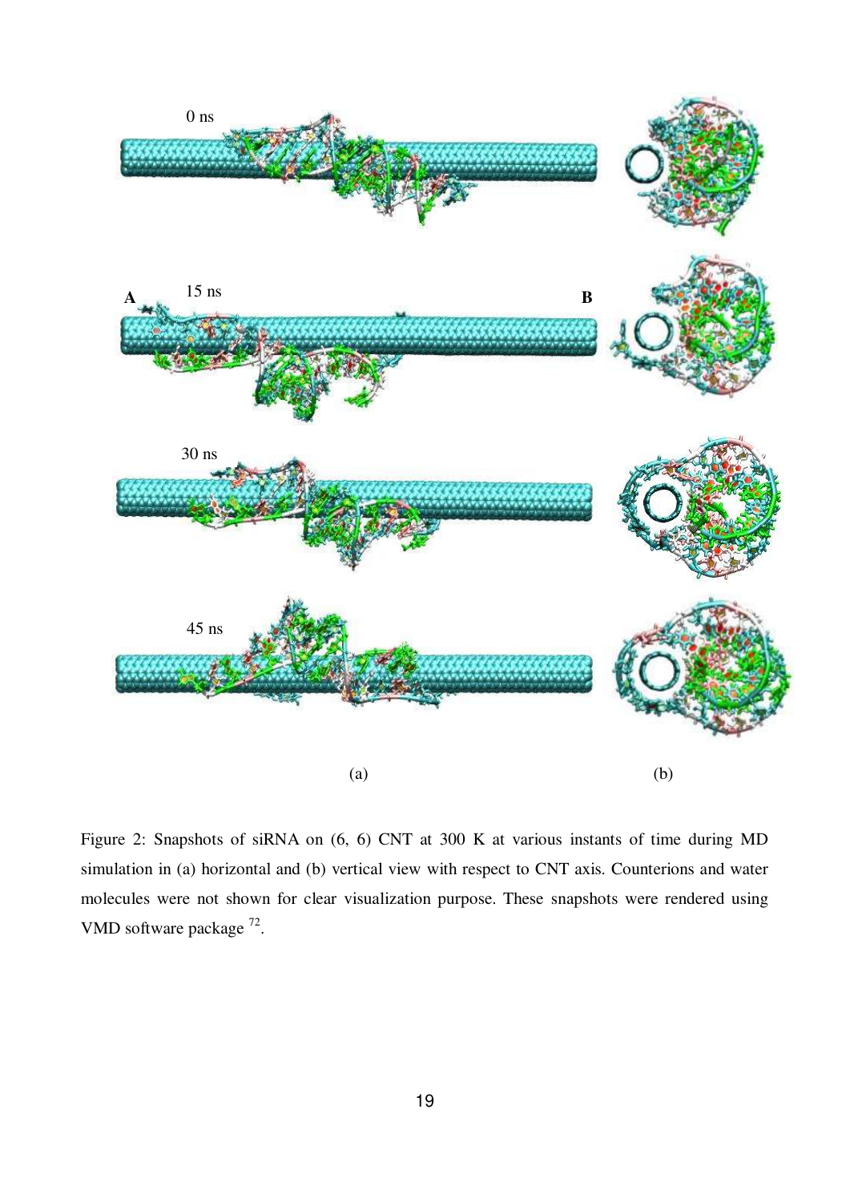Figure 2: Snapshots of siRNA on (6, 6) CNT at 300 K at various instants of time during MD simulation in (a) horizontal and (b) vertical view with respect to CNT axis. Counterions and water molecules were not shown for clear visualization purpose. These snapshots were rendered using VMD software package [72].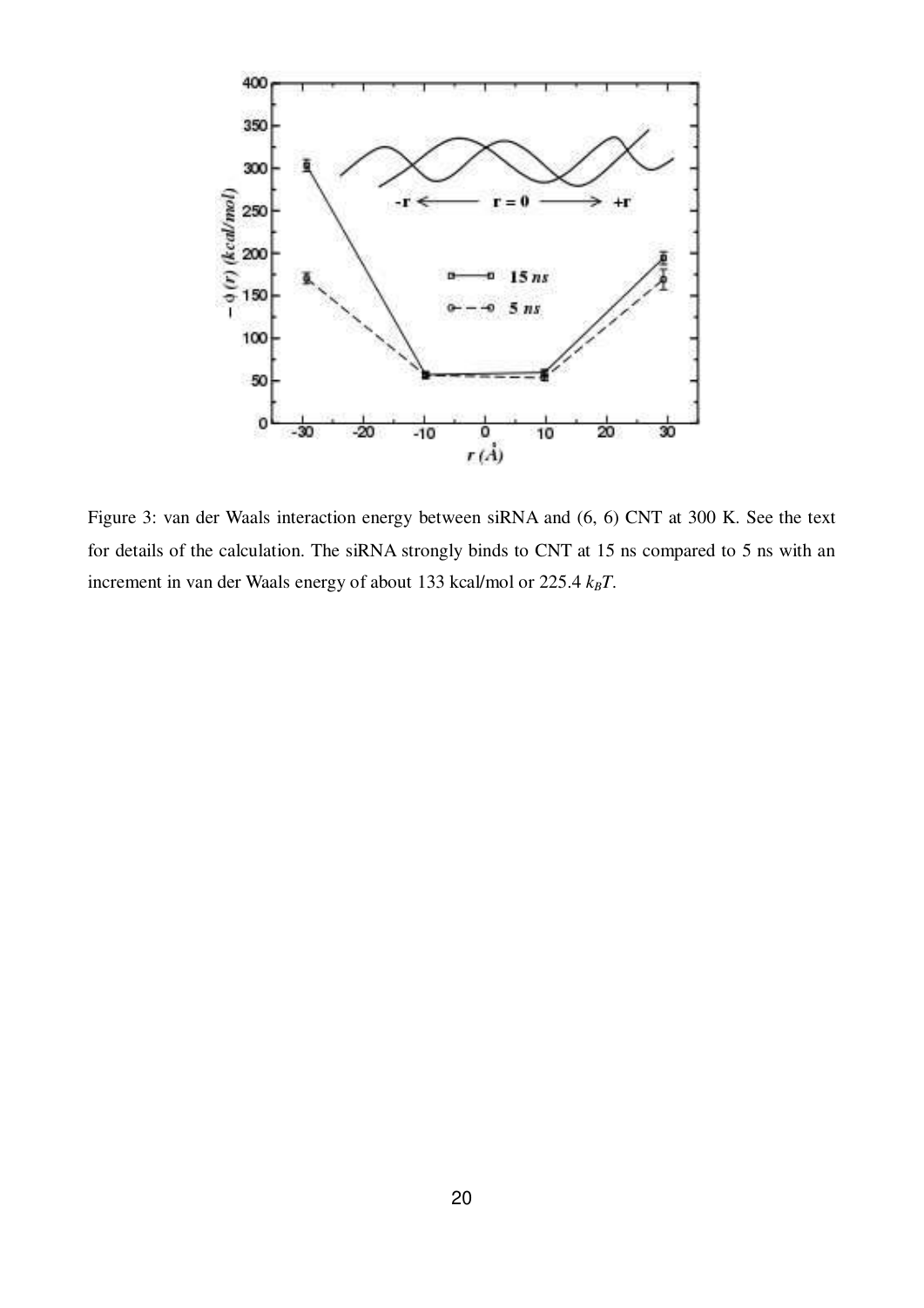Figure 3: van der Waals interaction energy between siRNA and (6, 6) CNT at 300 K. See the text for details of the calculation. The siRNA strongly binds to CNT at 15 ns compared to 5 ns with an increment in van der Waals energy of about 133 kcal/mol or 225.4 $k_BT$.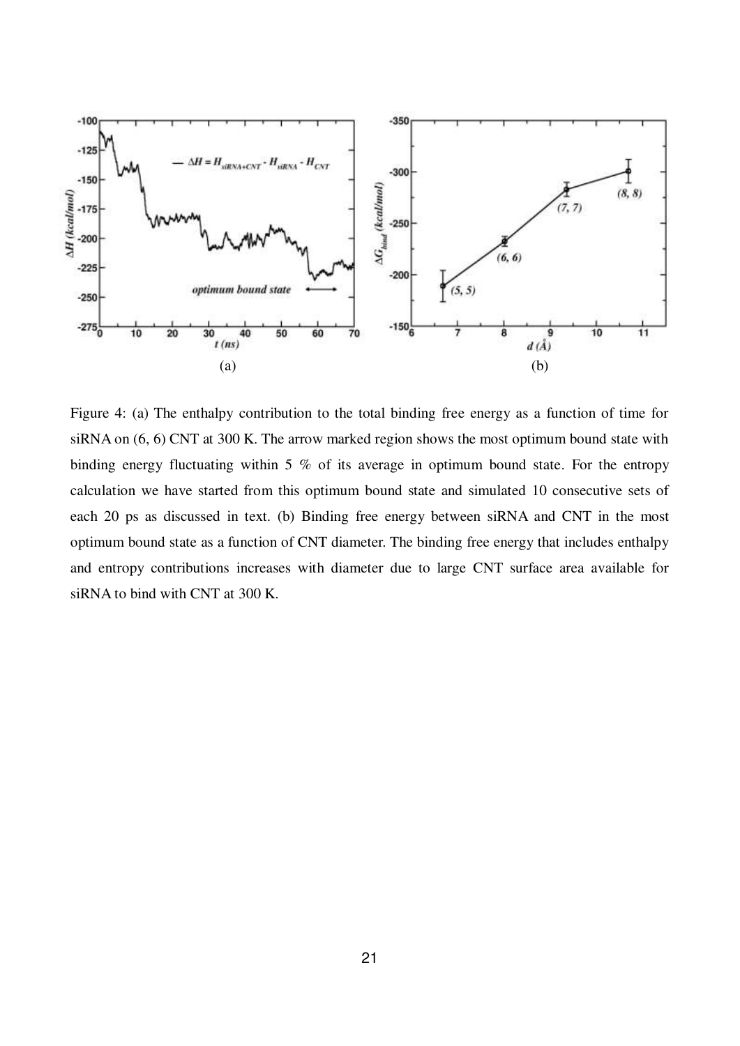(a)

(b)

Figure 4: (a) The enthalpy contribution to the total binding free energy as a function of time for siRNA on (6, 6) CNT at 300 K. The arrow marked region shows the most optimum bound state with binding energy fluctuating within 5 % of its average in optimum bound state. For the entropy calculation we have started from this optimum bound state and simulated 10 consecutive sets of each 20 ps as discussed in text. (b) Binding free energy between siRNA and CNT in the most optimum bound state as a function of CNT diameter. The binding free energy that includes enthalpy and entropy contributions increases with diameter due to large CNT surface area available for siRNA to bind with CNT at 300 K.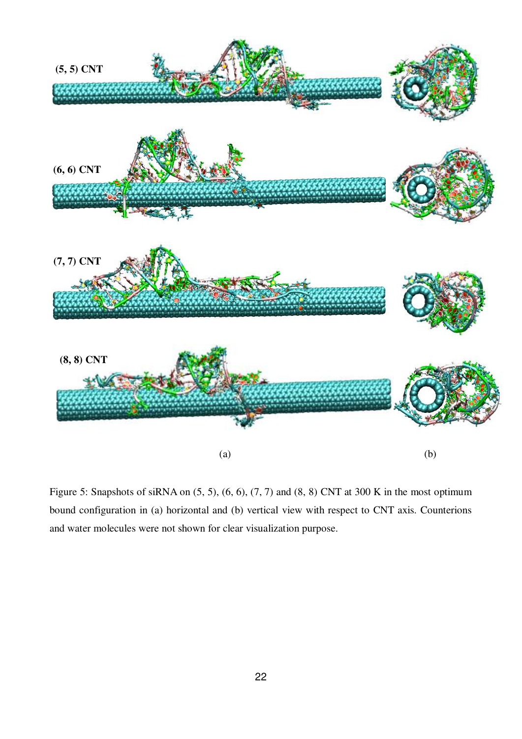(5, 5) CNT

(6, 6) CNT

(7, 7) CNT

(8, 8) CNT

(a) (b)

Figure 5: Snapshots of siRNA on (5, 5), (6, 6), (7, 7) and (8, 8) CNT at 300 K in the most optimum bound configuration in (a) horizontal and (b) vertical view with respect to CNT axis. Counterions and water molecules were not shown for clear visualization purpose.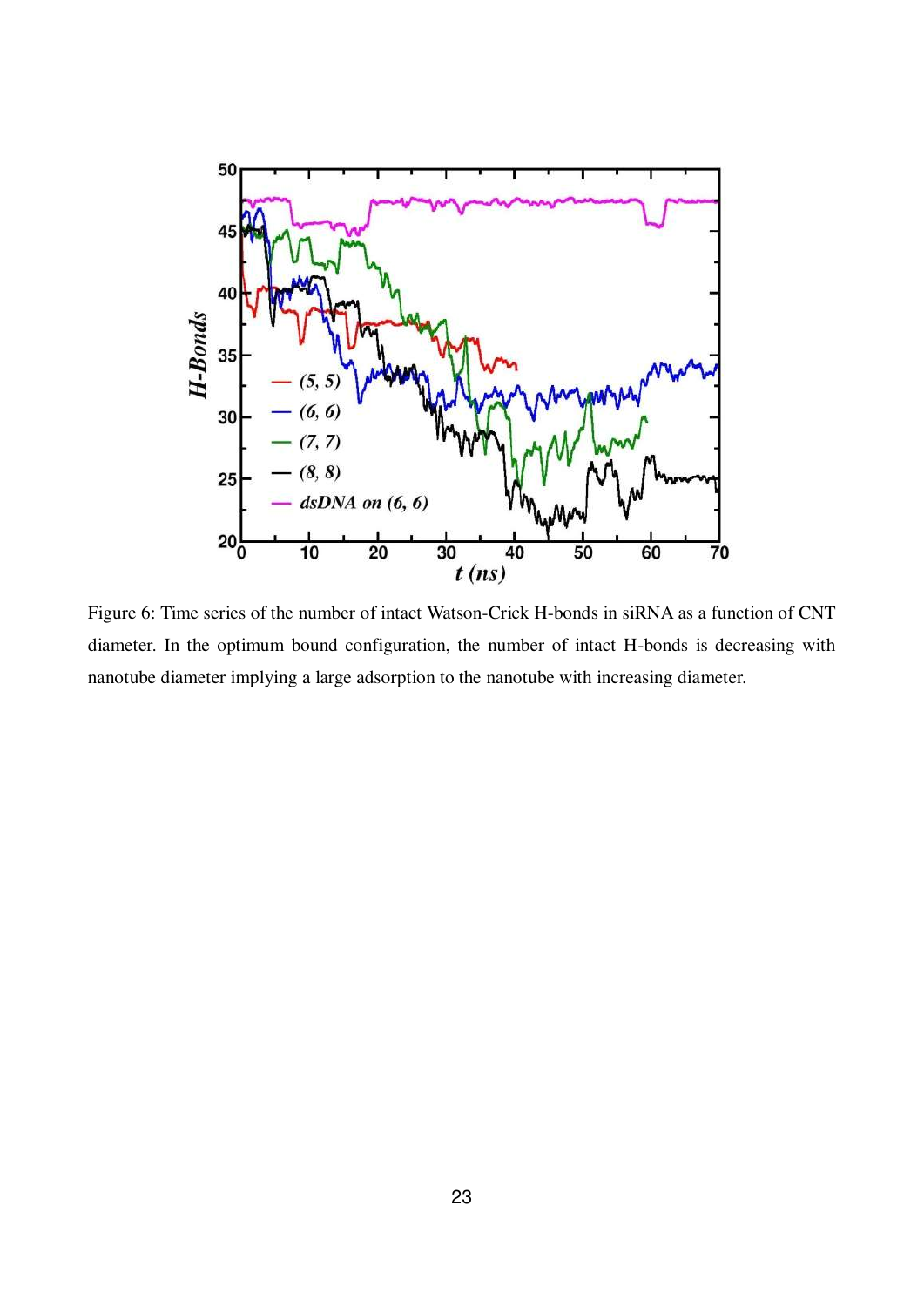Figure 6: Time series of the number of intact Watson-Crick H-bonds in siRNA as a function of CNT diameter. In the optimum bound configuration, the number of intact H-bonds is decreasing with nanotube diameter implying a large adsorption to the nanotube with increasing diameter.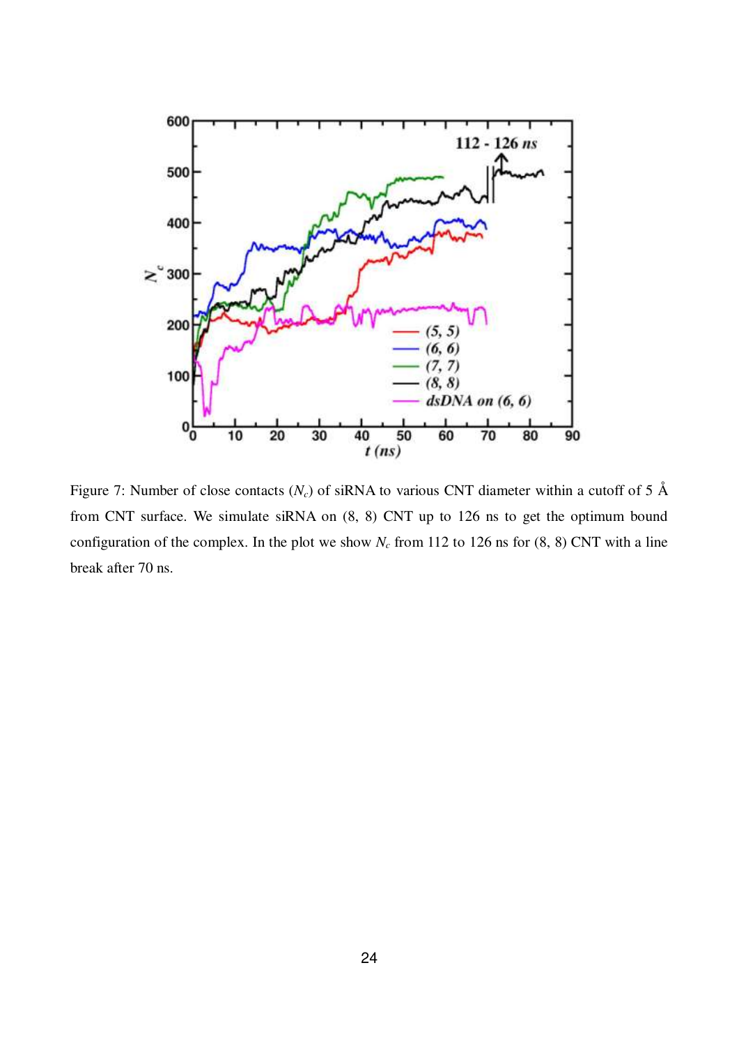Figure 7: Number of close contacts ($N_c$) of siRNA to various CNT diameter within a cutoff of 5 Å from CNT surface. We simulate siRNA on (8, 8) CNT up to 126 ns to get the optimum bound configuration of the complex. In the plot we show $N_c$ from 112 to 126 ns for (8, 8) CNT with a line break after 70 ns.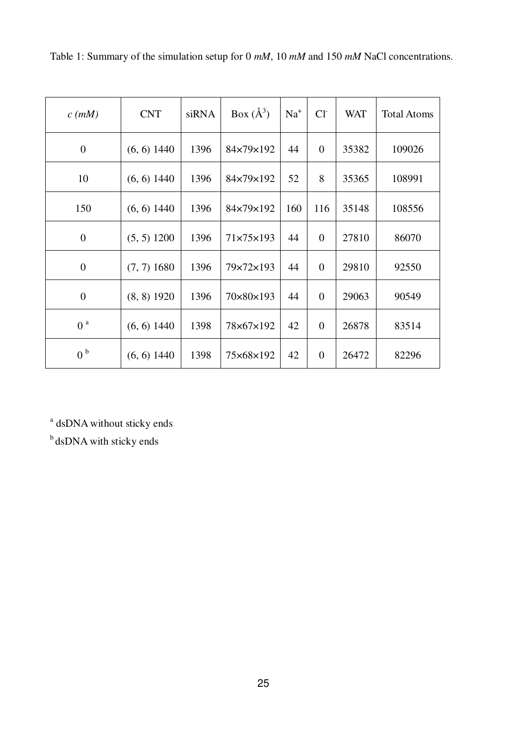Table 1: Summary of the simulation setup for 0 *mM*, 10 *mM* and 150 *mM* NaCl concentrations.

| *c (mM)* | CNT | siRNA | Box (Å$^3$) | $Na^+$ | $Cl^-$ | WAT | Total Atoms |
|---|---|---|---|---|---|---|---|
| 0 | (6, 6) 1440 | 1396 | 84×79×192 | 44 | 0 | 35382 | 109026 |
| 10 | (6, 6) 1440 | 1396 | 84×79×192 | 52 | 8 | 35365 | 108991 |
| 150 | (6, 6) 1440 | 1396 | 84×79×192 | 160 | 116 | 35148 | 108556 |
| 0 | (5, 5) 1200 | 1396 | 71×75×193 | 44 | 0 | 27810 | 86070 |
| 0 | (7, 7) 1680 | 1396 | 79×72×193 | 44 | 0 | 29810 | 92550 |
| 0 | (8, 8) 1920 | 1396 | 70×80×193 | 44 | 0 | 29063 | 90549 |
| 0 [a] | (6, 6) 1440 | 1398 | 78×67×192 | 42 | 0 | 26878 | 83514 |
| 0 [b] | (6, 6) 1440 | 1398 | 75×68×192 | 42 | 0 | 26472 | 82296 |

[a] dsDNA without sticky ends

[b] dsDNA with sticky ends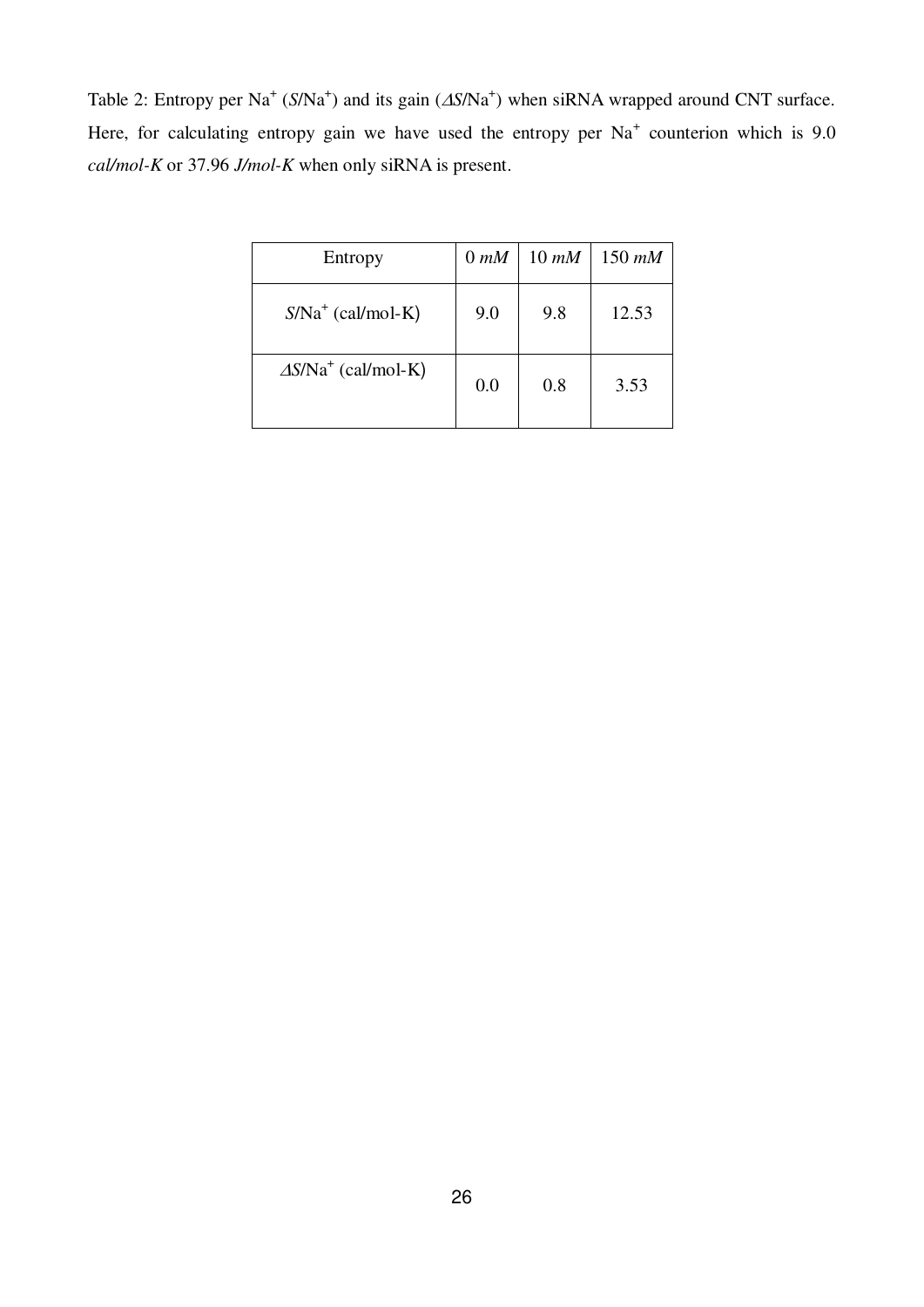Table 2: Entropy per $Na^+$ ($S/Na^+$) and its gain ($\Delta S/Na^+$) when siRNA wrapped around CNT surface. Here, for calculating entropy gain we have used the entropy per $Na^+$ counterion which is 9.0 *cal/mol-K* or 37.96 *J/mol-K* when only siRNA is present.

| Entropy | 0 *mM* | 10 *mM* | 150 *mM* |
|---|---|---|---|
| $S/Na^+$ (cal/mol-K) | 9.0 | 9.8 | 12.53 |
| $\Delta S/Na^+$ (cal/mol-K) | 0.0 | 0.8 | 3.53 |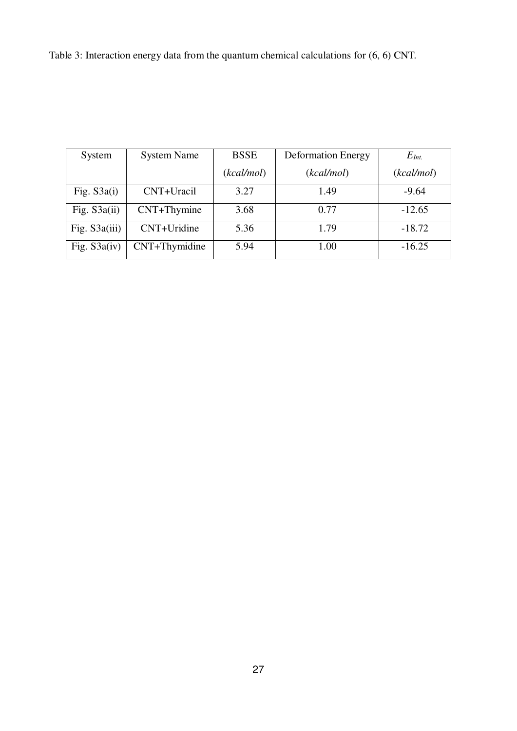Table 3: Interaction energy data from the quantum chemical calculations for (6, 6) CNT.

| System | System Name | BSSE (*kcal/mol*) | Deformation Energy (*kcal/mol*) | $E_{Int.}$ (*kcal/mol*) |
|---|---|---|---|---|
| Fig. S3a(i) | CNT+Uracil | 3.27 | 1.49 | -9.64 |
| Fig. S3a(ii) | CNT+Thymine | 3.68 | 0.77 | -12.65 |
| Fig. S3a(iii) | CNT+Uridine | 5.36 | 1.79 | -18.72 |
| Fig. S3a(iv) | CNT+Thymidine | 5.94 | 1.00 | -16.25 |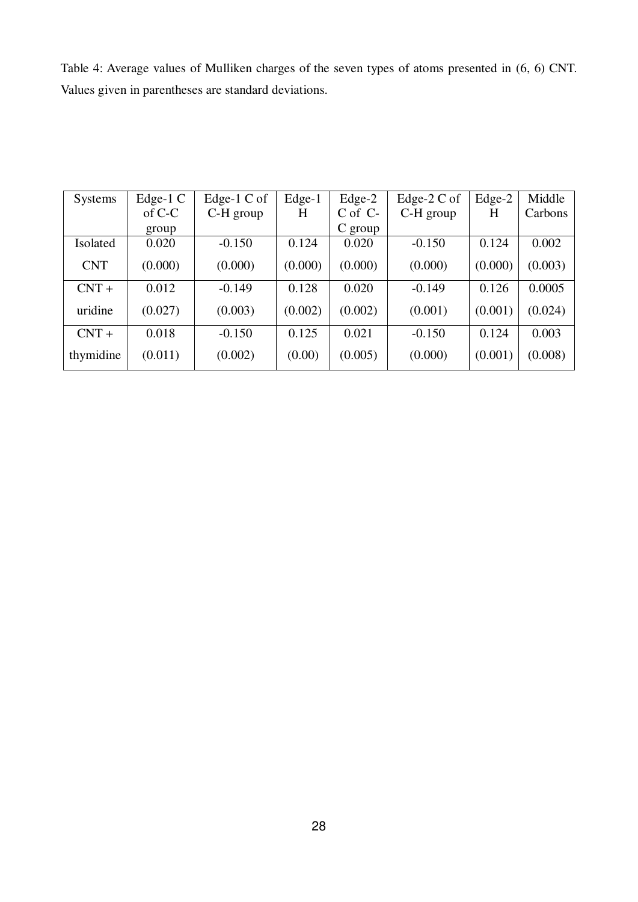Table 4: Average values of Mulliken charges of the seven types of atoms presented in (6, 6) CNT. Values given in parentheses are standard deviations.

| Systems | Edge-1 C of C-C group | Edge-1 C of C-H group | Edge-1 H | Edge-2 C of C-C group | Edge-2 C of C-H group | Edge-2 H | Middle Carbons |
|---|---|---|---|---|---|---|---|
| Isolated CNT | 0.020 (0.000) | -0.150 (0.000) | 0.124 (0.000) | 0.020 (0.000) | -0.150 (0.000) | 0.124 (0.000) | 0.002 (0.003) |
| CNT + uridine | 0.012 (0.027) | -0.149 (0.003) | 0.128 (0.002) | 0.020 (0.002) | -0.149 (0.001) | 0.126 (0.001) | 0.0005 (0.024) |
| CNT + thymidine | 0.018 (0.011) | -0.150 (0.002) | 0.125 (0.00) | 0.021 (0.005) | -0.150 (0.000) | 0.124 (0.001) | 0.003 (0.008) |